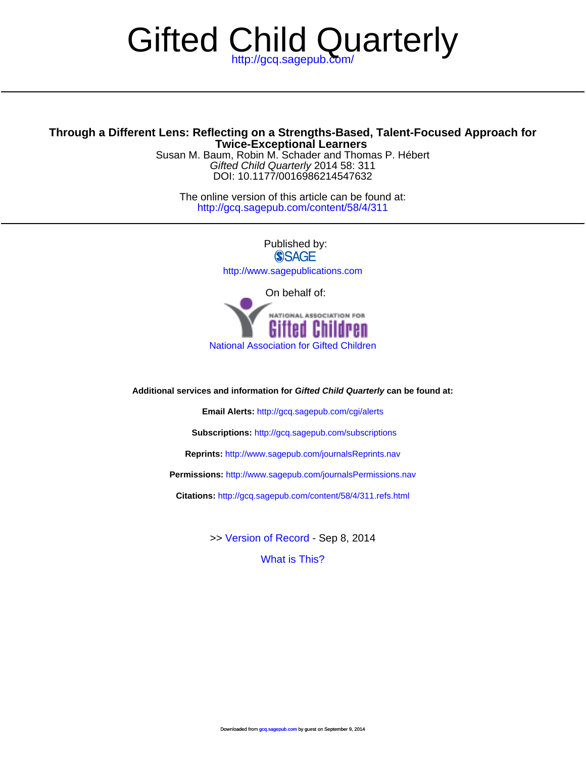# Gifted Child Quarterly

http://gcq.sagepub.com/

---

**Through a Different Lens: Reflecting on a Strengths-Based, Talent-Focused Approach for Twice-Exceptional Learners**

Susan M. Baum, Robin M. Schader and Thomas P. Hébert

*Gifted Child Quarterly* 2014 58: 311

DOI: 10.1177/0016986214547632

The online version of this article can be found at:

http://gcq.sagepub.com/content/58/4/311

---

Published by:

SAGE

http://www.sagepublications.com

On behalf of:

National Association for Gifted Children

National Association for Gifted Children

**Additional services and information for *Gifted Child Quarterly* can be found at:**

**Email Alerts:** http://gcq.sagepub.com/cgi/alerts

**Subscriptions:** http://gcq.sagepub.com/subscriptions

**Reprints:** http://www.sagepub.com/journalsReprints.nav

**Permissions:** http://www.sagepub.com/journalsPermissions.nav

**Citations:** http://gcq.sagepub.com/content/58/4/311.refs.html

>> Version of Record - Sep 8, 2014

What is This?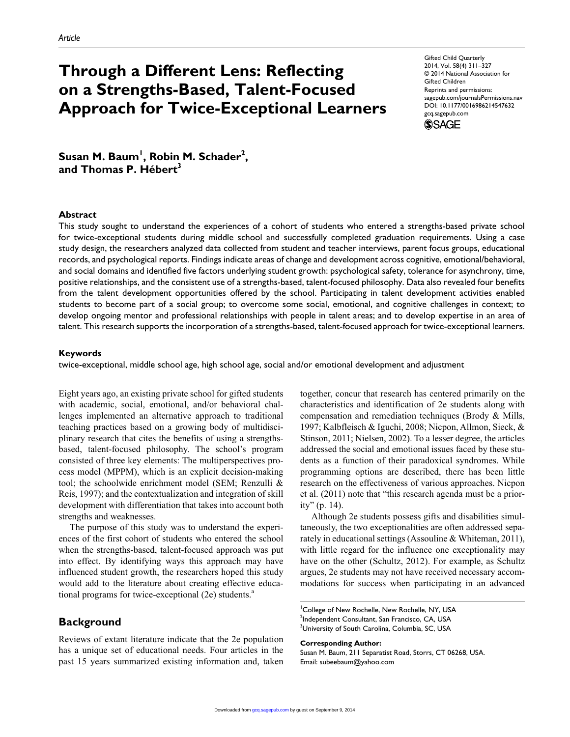Article

# Through a Different Lens: Reflecting on a Strengths-Based, Talent-Focused Approach for Twice-Exceptional Learners

Gifted Child Quarterly
2014, Vol. 58(4) 311–327
© 2014 National Association for Gifted Children
Reprints and permissions: sagepub.com/journalsPermissions.nav
DOI: 10.1177/0016986214547632
gcq.sagepub.com

**Susan M. Baum[1], Robin M. Schader[2], and Thomas P. Hébert[3]**

### Abstract

This study sought to understand the experiences of a cohort of students who entered a strengths-based private school for twice-exceptional students during middle school and successfully completed graduation requirements. Using a case study design, the researchers analyzed data collected from student and teacher interviews, parent focus groups, educational records, and psychological reports. Findings indicate areas of change and development across cognitive, emotional/behavioral, and social domains and identified five factors underlying student growth: psychological safety, tolerance for asynchrony, time, positive relationships, and the consistent use of a strengths-based, talent-focused philosophy. Data also revealed four benefits from the talent development opportunities offered by the school. Participating in talent development activities enabled students to become part of a social group; to overcome some social, emotional, and cognitive challenges in context; to develop ongoing mentor and professional relationships with people in talent areas; and to develop expertise in an area of talent. This research supports the incorporation of a strengths-based, talent-focused approach for twice-exceptional learners.

### Keywords

twice-exceptional, middle school age, high school age, social and/or emotional development and adjustment

Eight years ago, an existing private school for gifted students with academic, social, emotional, and/or behavioral challenges implemented an alternative approach to traditional teaching practices based on a growing body of multidisciplinary research that cites the benefits of using a strengths-based, talent-focused philosophy. The school's program consisted of three key elements: The multiperspectives process model (MPPM), which is an explicit decision-making tool; the schoolwide enrichment model (SEM; Renzulli & Reis, 1997); and the contextualization and integration of skill development with differentiation that takes into account both strengths and weaknesses.

The purpose of this study was to understand the experiences of the first cohort of students who entered the school when the strengths-based, talent-focused approach was put into effect. By identifying ways this approach may have influenced student growth, the researchers hoped this study would add to the literature about creating effective educational programs for twice-exceptional (2e) students.[a]

## Background

Reviews of extant literature indicate that the 2e population has a unique set of educational needs. Four articles in the past 15 years summarized existing information and, taken together, concur that research has centered primarily on the characteristics and identification of 2e students along with compensation and remediation techniques (Brody & Mills, 1997; Kalbfleisch & Iguchi, 2008; Nicpon, Allmon, Sieck, & Stinson, 2011; Nielsen, 2002). To a lesser degree, the articles addressed the social and emotional issues faced by these students as a function of their paradoxical syndromes. While programming options are described, there has been little research on the effectiveness of various approaches. Nicpon et al. (2011) note that "this research agenda must be a priority" (p. 14).

Although 2e students possess gifts and disabilities simultaneously, the two exceptionalities are often addressed separately in educational settings (Assouline & Whiteman, 2011), with little regard for the influence one exceptionality may have on the other (Schultz, 2012). For example, as Schultz argues, 2e students may not have received necessary accommodations for success when participating in an advanced

[1]College of New Rochelle, New Rochelle, NY, USA
[2]Independent Consultant, San Francisco, CA, USA
[3]University of South Carolina, Columbia, SC, USA

**Corresponding Author:**
Susan M. Baum, 211 Separatist Road, Storrs, CT 06268, USA.
Email: subeebaum@yahoo.com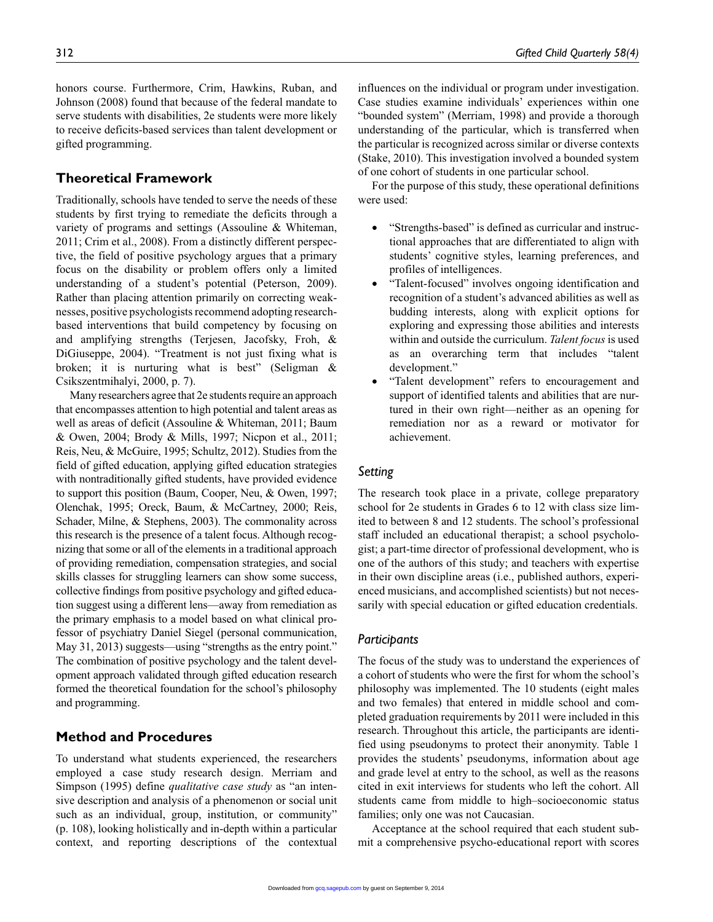honors course. Furthermore, Crim, Hawkins, Ruban, and Johnson (2008) found that because of the federal mandate to serve students with disabilities, 2e students were more likely to receive deficits-based services than talent development or gifted programming.

## Theoretical Framework

Traditionally, schools have tended to serve the needs of these students by first trying to remediate the deficits through a variety of programs and settings (Assouline & Whiteman, 2011; Crim et al., 2008). From a distinctly different perspective, the field of positive psychology argues that a primary focus on the disability or problem offers only a limited understanding of a student's potential (Peterson, 2009). Rather than placing attention primarily on correcting weaknesses, positive psychologists recommend adopting research-based interventions that build competency by focusing on and amplifying strengths (Terjesen, Jacofsky, Froh, & DiGiuseppe, 2004). "Treatment is not just fixing what is broken; it is nurturing what is best" (Seligman & Csikszentmihalyi, 2000, p. 7).

Many researchers agree that 2e students require an approach that encompasses attention to high potential and talent areas as well as areas of deficit (Assouline & Whiteman, 2011; Baum & Owen, 2004; Brody & Mills, 1997; Nicpon et al., 2011; Reis, Neu, & McGuire, 1995; Schultz, 2012). Studies from the field of gifted education, applying gifted education strategies with nontraditionally gifted students, have provided evidence to support this position (Baum, Cooper, Neu, & Owen, 1997; Olenchak, 1995; Oreck, Baum, & McCartney, 2000; Reis, Schader, Milne, & Stephens, 2003). The commonality across this research is the presence of a talent focus. Although recognizing that some or all of the elements in a traditional approach of providing remediation, compensation strategies, and social skills classes for struggling learners can show some success, collective findings from positive psychology and gifted education suggest using a different lens—away from remediation as the primary emphasis to a model based on what clinical professor of psychiatry Daniel Siegel (personal communication, May 31, 2013) suggests—using "strengths as the entry point." The combination of positive psychology and the talent development approach validated through gifted education research formed the theoretical foundation for the school's philosophy and programming.

## Method and Procedures

To understand what students experienced, the researchers employed a case study research design. Merriam and Simpson (1995) define *qualitative case study* as "an intensive description and analysis of a phenomenon or social unit such as an individual, group, institution, or community" (p. 108), looking holistically and in-depth within a particular context, and reporting descriptions of the contextual influences on the individual or program under investigation. Case studies examine individuals' experiences within one "bounded system" (Merriam, 1998) and provide a thorough understanding of the particular, which is transferred when the particular is recognized across similar or diverse contexts (Stake, 2010). This investigation involved a bounded system of one cohort of students in one particular school.

For the purpose of this study, these operational definitions were used:

- "Strengths-based" is defined as curricular and instructional approaches that are differentiated to align with students' cognitive styles, learning preferences, and profiles of intelligences.
- "Talent-focused" involves ongoing identification and recognition of a student's advanced abilities as well as budding interests, along with explicit options for exploring and expressing those abilities and interests within and outside the curriculum. *Talent focus* is used as an overarching term that includes "talent development."
- "Talent development" refers to encouragement and support of identified talents and abilities that are nurtured in their own right—neither as an opening for remediation nor as a reward or motivator for achievement.

### Setting

The research took place in a private, college preparatory school for 2e students in Grades 6 to 12 with class size limited to between 8 and 12 students. The school's professional staff included an educational therapist; a school psychologist; a part-time director of professional development, who is one of the authors of this study; and teachers with expertise in their own discipline areas (i.e., published authors, experienced musicians, and accomplished scientists) but not necessarily with special education or gifted education credentials.

### Participants

The focus of the study was to understand the experiences of a cohort of students who were the first for whom the school's philosophy was implemented. The 10 students (eight males and two females) that entered in middle school and completed graduation requirements by 2011 were included in this research. Throughout this article, the participants are identified using pseudonyms to protect their anonymity. Table 1 provides the students' pseudonyms, information about age and grade level at entry to the school, as well as the reasons cited in exit interviews for students who left the cohort. All students came from middle to high–socioeconomic status families; only one was not Caucasian.

Acceptance at the school required that each student submit a comprehensive psycho-educational report with scores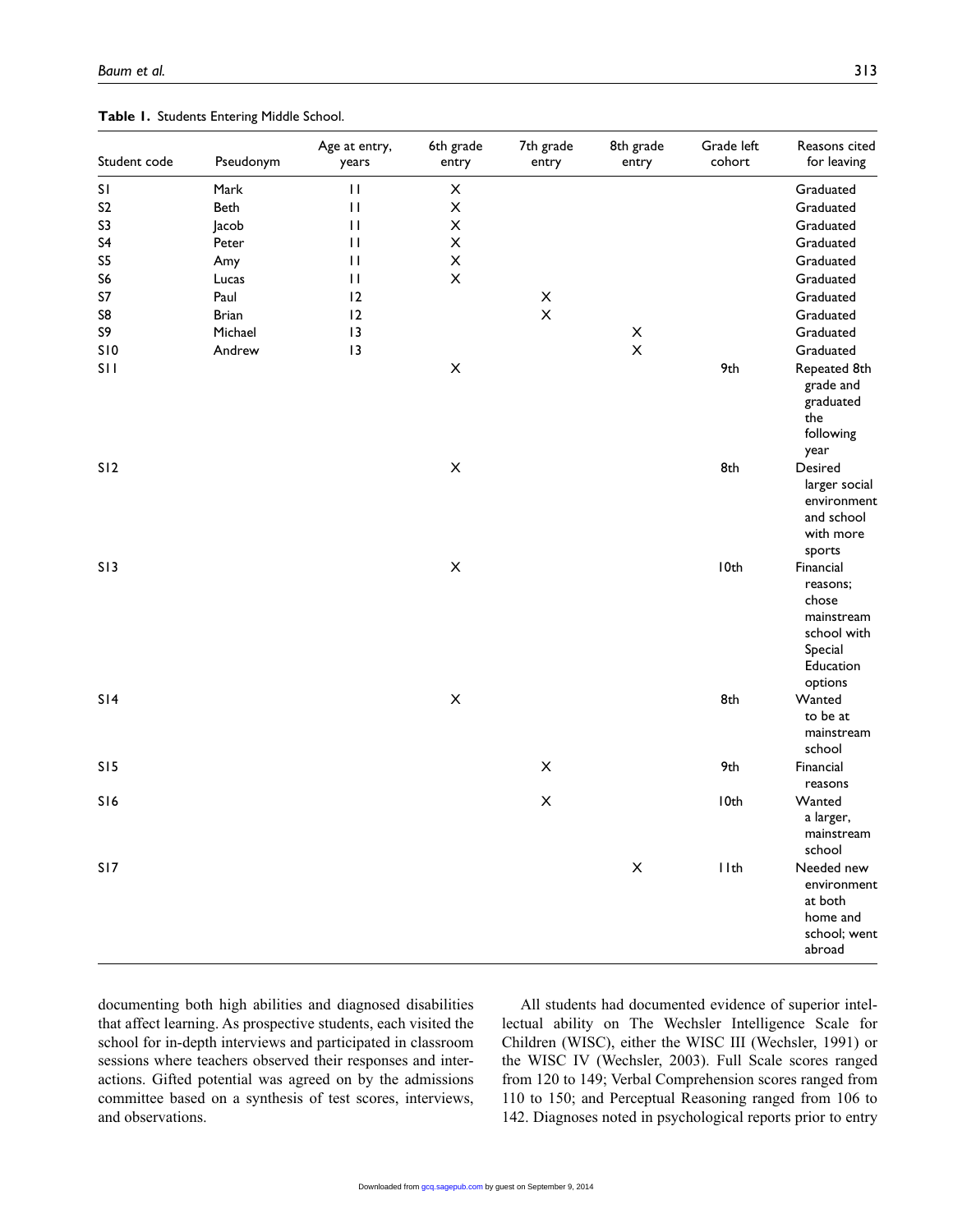**Table 1.** Students Entering Middle School.

| Student code | Pseudonym | Age at entry, years | 6th grade entry | 7th grade entry | 8th grade entry | Grade left cohort | Reasons cited for leaving |
|---|---|---|---|---|---|---|---|
| S1 | Mark | 11 | X | | | | Graduated |
| S2 | Beth | 11 | X | | | | Graduated |
| S3 | Jacob | 11 | X | | | | Graduated |
| S4 | Peter | 11 | X | | | | Graduated |
| S5 | Amy | 11 | X | | | | Graduated |
| S6 | Lucas | 11 | X | | | | Graduated |
| S7 | Paul | 12 | | X | | | Graduated |
| S8 | Brian | 12 | | X | | | Graduated |
| S9 | Michael | 13 | | | X | | Graduated |
| S10 | Andrew | 13 | | | X | | Graduated |
| S11 | | | X | | | 9th | Repeated 8th grade and graduated the following year |
| S12 | | | X | | | 8th | Desired larger social environment and school with more sports |
| S13 | | | X | | | 10th | Financial reasons; chose mainstream school with Special Education options |
| S14 | | | X | | | 8th | Wanted to be at mainstream school |
| S15 | | | | X | | 9th | Financial reasons |
| S16 | | | | X | | 10th | Wanted a larger, mainstream school |
| S17 | | | | | X | 11th | Needed new environment at both home and school; went abroad |

documenting both high abilities and diagnosed disabilities that affect learning. As prospective students, each visited the school for in-depth interviews and participated in classroom sessions where teachers observed their responses and interactions. Gifted potential was agreed on by the admissions committee based on a synthesis of test scores, interviews, and observations.

All students had documented evidence of superior intellectual ability on The Wechsler Intelligence Scale for Children (WISC), either the WISC III (Wechsler, 1991) or the WISC IV (Wechsler, 2003). Full Scale scores ranged from 120 to 149; Verbal Comprehension scores ranged from 110 to 150; and Perceptual Reasoning ranged from 106 to 142. Diagnoses noted in psychological reports prior to entry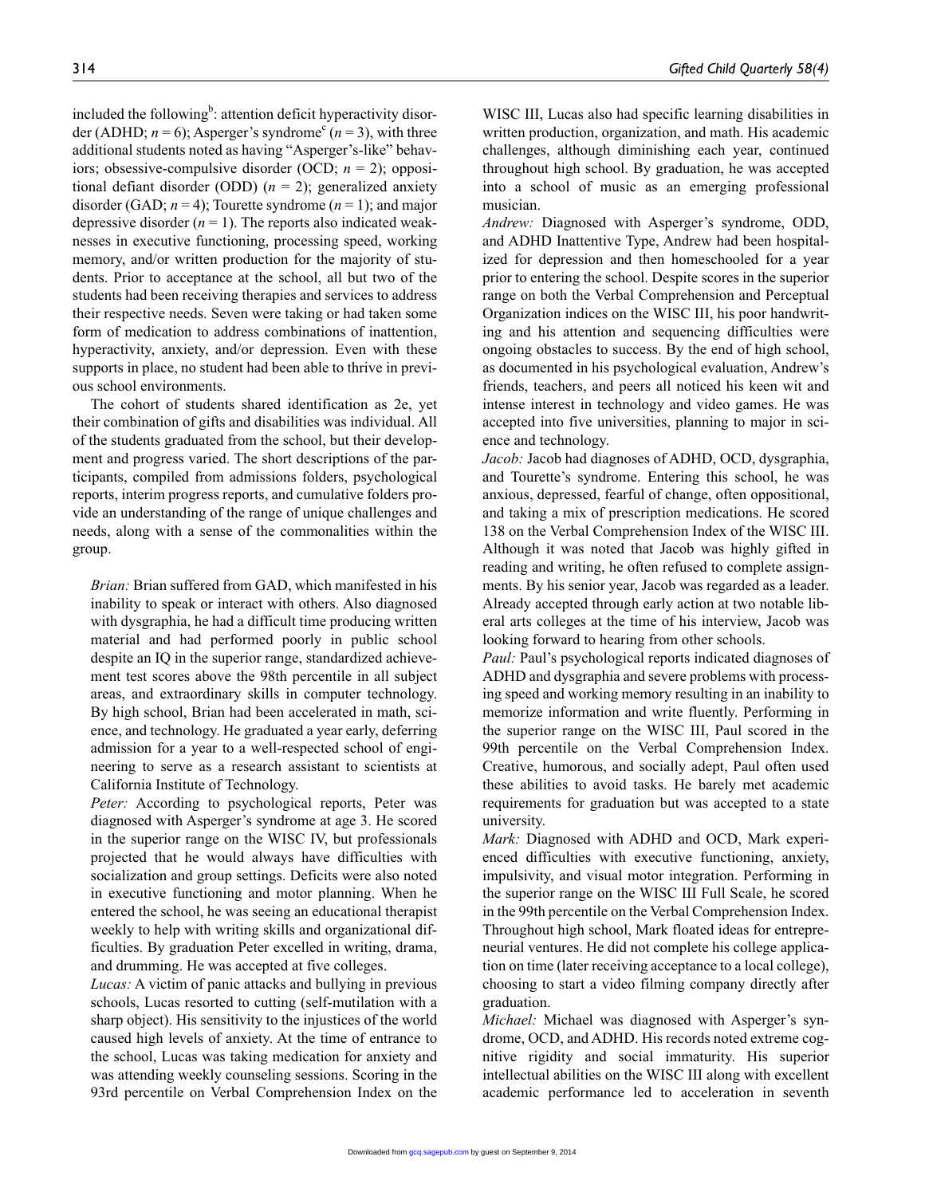included the following[b]: attention deficit hyperactivity disorder (ADHD; $n = 6$); Asperger's syndrome[c] ($n = 3$), with three additional students noted as having "Asperger's-like" behaviors; obsessive-compulsive disorder (OCD; $n = 2$); oppositional defiant disorder (ODD) ($n = 2$); generalized anxiety disorder (GAD; $n = 4$); Tourette syndrome ($n = 1$); and major depressive disorder ($n = 1$). The reports also indicated weaknesses in executive functioning, processing speed, working memory, and/or written production for the majority of students. Prior to acceptance at the school, all but two of the students had been receiving therapies and services to address their respective needs. Seven were taking or had taken some form of medication to address combinations of inattention, hyperactivity, anxiety, and/or depression. Even with these supports in place, no student had been able to thrive in previous school environments.

The cohort of students shared identification as 2e, yet their combination of gifts and disabilities was individual. All of the students graduated from the school, but their development and progress varied. The short descriptions of the participants, compiled from admissions folders, psychological reports, interim progress reports, and cumulative folders provide an understanding of the range of unique challenges and needs, along with a sense of the commonalities within the group.

*Brian:* Brian suffered from GAD, which manifested in his inability to speak or interact with others. Also diagnosed with dysgraphia, he had a difficult time producing written material and had performed poorly in public school despite an IQ in the superior range, standardized achievement test scores above the 98th percentile in all subject areas, and extraordinary skills in computer technology. By high school, Brian had been accelerated in math, science, and technology. He graduated a year early, deferring admission for a year to a well-respected school of engineering to serve as a research assistant to scientists at California Institute of Technology.

*Peter:* According to psychological reports, Peter was diagnosed with Asperger's syndrome at age 3. He scored in the superior range on the WISC IV, but professionals projected that he would always have difficulties with socialization and group settings. Deficits were also noted in executive functioning and motor planning. When he entered the school, he was seeing an educational therapist weekly to help with writing skills and organizational difficulties. By graduation Peter excelled in writing, drama, and drumming. He was accepted at five colleges.

*Lucas:* A victim of panic attacks and bullying in previous schools, Lucas resorted to cutting (self-mutilation with a sharp object). His sensitivity to the injustices of the world caused high levels of anxiety. At the time of entrance to the school, Lucas was taking medication for anxiety and was attending weekly counseling sessions. Scoring in the 93rd percentile on Verbal Comprehension Index on the WISC III, Lucas also had specific learning disabilities in written production, organization, and math. His academic challenges, although diminishing each year, continued throughout high school. By graduation, he was accepted into a school of music as an emerging professional musician.

*Andrew:* Diagnosed with Asperger's syndrome, ODD, and ADHD Inattentive Type, Andrew had been hospitalized for depression and then homeschooled for a year prior to entering the school. Despite scores in the superior range on both the Verbal Comprehension and Perceptual Organization indices on the WISC III, his poor handwriting and his attention and sequencing difficulties were ongoing obstacles to success. By the end of high school, as documented in his psychological evaluation, Andrew's friends, teachers, and peers all noticed his keen wit and intense interest in technology and video games. He was accepted into five universities, planning to major in science and technology.

*Jacob:* Jacob had diagnoses of ADHD, OCD, dysgraphia, and Tourette's syndrome. Entering this school, he was anxious, depressed, fearful of change, often oppositional, and taking a mix of prescription medications. He scored 138 on the Verbal Comprehension Index of the WISC III. Although it was noted that Jacob was highly gifted in reading and writing, he often refused to complete assignments. By his senior year, Jacob was regarded as a leader. Already accepted through early action at two notable liberal arts colleges at the time of his interview, Jacob was looking forward to hearing from other schools.

*Paul:* Paul's psychological reports indicated diagnoses of ADHD and dysgraphia and severe problems with processing speed and working memory resulting in an inability to memorize information and write fluently. Performing in the superior range on the WISC III, Paul scored in the 99th percentile on the Verbal Comprehension Index. Creative, humorous, and socially adept, Paul often used these abilities to avoid tasks. He barely met academic requirements for graduation but was accepted to a state university.

*Mark:* Diagnosed with ADHD and OCD, Mark experienced difficulties with executive functioning, anxiety, impulsivity, and visual motor integration. Performing in the superior range on the WISC III Full Scale, he scored in the 99th percentile on the Verbal Comprehension Index. Throughout high school, Mark floated ideas for entrepreneurial ventures. He did not complete his college application on time (later receiving acceptance to a local college), choosing to start a video filming company directly after graduation.

*Michael:* Michael was diagnosed with Asperger's syndrome, OCD, and ADHD. His records noted extreme cognitive rigidity and social immaturity. His superior intellectual abilities on the WISC III along with excellent academic performance led to acceleration in seventh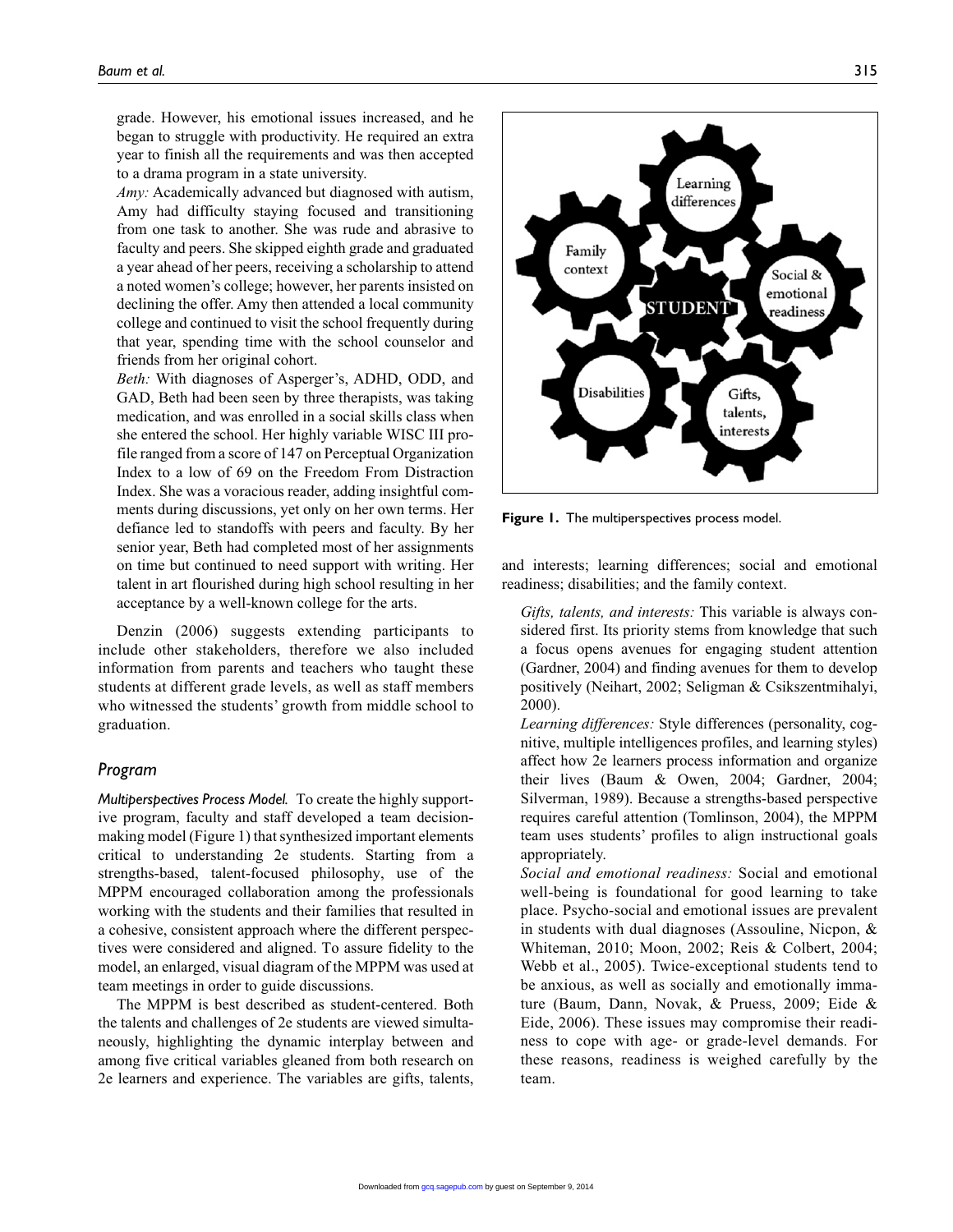grade. However, his emotional issues increased, and he began to struggle with productivity. He required an extra year to finish all the requirements and was then accepted to a drama program in a state university.

*Amy:* Academically advanced but diagnosed with autism, Amy had difficulty staying focused and transitioning from one task to another. She was rude and abrasive to faculty and peers. She skipped eighth grade and graduated a year ahead of her peers, receiving a scholarship to attend a noted women's college; however, her parents insisted on declining the offer. Amy then attended a local community college and continued to visit the school frequently during that year, spending time with the school counselor and friends from her original cohort.

*Beth:* With diagnoses of Asperger's, ADHD, ODD, and GAD, Beth had been seen by three therapists, was taking medication, and was enrolled in a social skills class when she entered the school. Her highly variable WISC III profile ranged from a score of 147 on Perceptual Organization Index to a low of 69 on the Freedom From Distraction Index. She was a voracious reader, adding insightful comments during discussions, yet only on her own terms. Her defiance led to standoffs with peers and faculty. By her senior year, Beth had completed most of her assignments on time but continued to need support with writing. Her talent in art flourished during high school resulting in her acceptance by a well-known college for the arts.

Denzin (2006) suggests extending participants to include other stakeholders, therefore we also included information from parents and teachers who taught these students at different grade levels, as well as staff members who witnessed the students' growth from middle school to graduation.

## Program

***Multiperspectives Process Model.*** To create the highly supportive program, faculty and staff developed a team decision-making model (Figure 1) that synthesized important elements critical to understanding 2e students. Starting from a strengths-based, talent-focused philosophy, use of the MPPM encouraged collaboration among the professionals working with the students and their families that resulted in a cohesive, consistent approach where the different perspectives were considered and aligned. To assure fidelity to the model, an enlarged, visual diagram of the MPPM was used at team meetings in order to guide discussions.

The MPPM is best described as student-centered. Both the talents and challenges of 2e students are viewed simultaneously, highlighting the dynamic interplay between and among five critical variables gleaned from both research on 2e learners and experience. The variables are gifts, talents, and interests; learning differences; social and emotional readiness; disabilities; and the family context.

**Figure 1.** The multiperspectives process model.

*Gifts, talents, and interests:* This variable is always considered first. Its priority stems from knowledge that such a focus opens avenues for engaging student attention (Gardner, 2004) and finding avenues for them to develop positively (Neihart, 2002; Seligman & Csikszentmihalyi, 2000).

*Learning differences:* Style differences (personality, cognitive, multiple intelligences profiles, and learning styles) affect how 2e learners process information and organize their lives (Baum & Owen, 2004; Gardner, 2004; Silverman, 1989). Because a strengths-based perspective requires careful attention (Tomlinson, 2004), the MPPM team uses students' profiles to align instructional goals appropriately.

*Social and emotional readiness:* Social and emotional well-being is foundational for good learning to take place. Psycho-social and emotional issues are prevalent in students with dual diagnoses (Assouline, Nicpon, & Whiteman, 2010; Moon, 2002; Reis & Colbert, 2004; Webb et al., 2005). Twice-exceptional students tend to be anxious, as well as socially and emotionally immature (Baum, Dann, Novak, & Pruess, 2009; Eide & Eide, 2006). These issues may compromise their readiness to cope with age- or grade-level demands. For these reasons, readiness is weighed carefully by the team.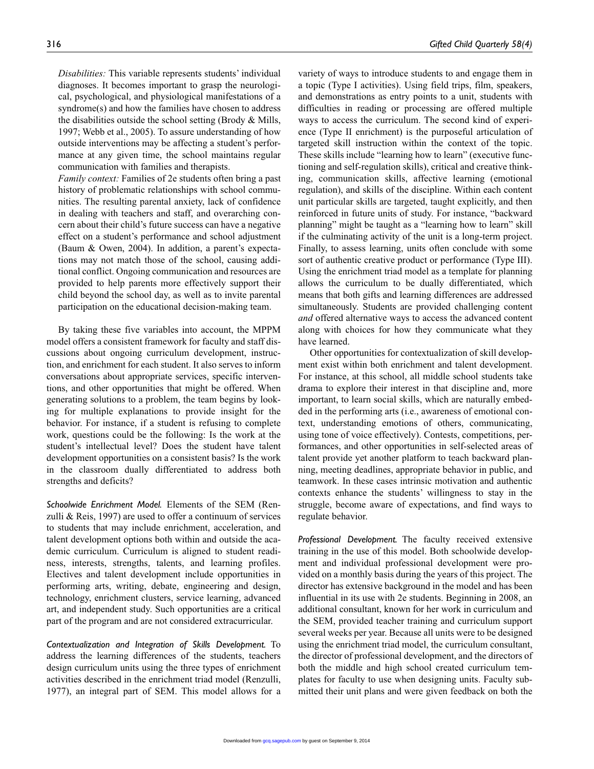*Disabilities:* This variable represents students' individual diagnoses. It becomes important to grasp the neurological, psychological, and physiological manifestations of a syndrome(s) and how the families have chosen to address the disabilities outside the school setting (Brody & Mills, 1997; Webb et al., 2005). To assure understanding of how outside interventions may be affecting a student's performance at any given time, the school maintains regular communication with families and therapists.

*Family context:* Families of 2e students often bring a past history of problematic relationships with school communities. The resulting parental anxiety, lack of confidence in dealing with teachers and staff, and overarching concern about their child's future success can have a negative effect on a student's performance and school adjustment (Baum & Owen, 2004). In addition, a parent's expectations may not match those of the school, causing additional conflict. Ongoing communication and resources are provided to help parents more effectively support their child beyond the school day, as well as to invite parental participation on the educational decision-making team.

By taking these five variables into account, the MPPM model offers a consistent framework for faculty and staff discussions about ongoing curriculum development, instruction, and enrichment for each student. It also serves to inform conversations about appropriate services, specific interventions, and other opportunities that might be offered. When generating solutions to a problem, the team begins by looking for multiple explanations to provide insight for the behavior. For instance, if a student is refusing to complete work, questions could be the following: Is the work at the student's intellectual level? Does the student have talent development opportunities on a consistent basis? Is the work in the classroom dually differentiated to address both strengths and deficits?

*Schoolwide Enrichment Model.* Elements of the SEM (Renzulli & Reis, 1997) are used to offer a continuum of services to students that may include enrichment, acceleration, and talent development options both within and outside the academic curriculum. Curriculum is aligned to student readiness, interests, strengths, talents, and learning profiles. Electives and talent development include opportunities in performing arts, writing, debate, engineering and design, technology, enrichment clusters, service learning, advanced art, and independent study. Such opportunities are a critical part of the program and are not considered extracurricular.

*Contextualization and Integration of Skills Development.* To address the learning differences of the students, teachers design curriculum units using the three types of enrichment activities described in the enrichment triad model (Renzulli, 1977), an integral part of SEM. This model allows for a variety of ways to introduce students to and engage them in a topic (Type I activities). Using field trips, film, speakers, and demonstrations as entry points to a unit, students with difficulties in reading or processing are offered multiple ways to access the curriculum. The second kind of experience (Type II enrichment) is the purposeful articulation of targeted skill instruction within the context of the topic. These skills include "learning how to learn" (executive functioning and self-regulation skills), critical and creative thinking, communication skills, affective learning (emotional regulation), and skills of the discipline. Within each content unit particular skills are targeted, taught explicitly, and then reinforced in future units of study. For instance, "backward planning" might be taught as a "learning how to learn" skill if the culminating activity of the unit is a long-term project. Finally, to assess learning, units often conclude with some sort of authentic creative product or performance (Type III). Using the enrichment triad model as a template for planning allows the curriculum to be dually differentiated, which means that both gifts and learning differences are addressed simultaneously. Students are provided challenging content *and* offered alternative ways to access the advanced content along with choices for how they communicate what they have learned.

Other opportunities for contextualization of skill development exist within both enrichment and talent development. For instance, at this school, all middle school students take drama to explore their interest in that discipline and, more important, to learn social skills, which are naturally embedded in the performing arts (i.e., awareness of emotional context, understanding emotions of others, communicating, using tone of voice effectively). Contests, competitions, performances, and other opportunities in self-selected areas of talent provide yet another platform to teach backward planning, meeting deadlines, appropriate behavior in public, and teamwork. In these cases intrinsic motivation and authentic contexts enhance the students' willingness to stay in the struggle, become aware of expectations, and find ways to regulate behavior.

*Professional Development.* The faculty received extensive training in the use of this model. Both schoolwide development and individual professional development were provided on a monthly basis during the years of this project. The director has extensive background in the model and has been influential in its use with 2e students. Beginning in 2008, an additional consultant, known for her work in curriculum and the SEM, provided teacher training and curriculum support several weeks per year. Because all units were to be designed using the enrichment triad model, the curriculum consultant, the director of professional development, and the directors of both the middle and high school created curriculum templates for faculty to use when designing units. Faculty submitted their unit plans and were given feedback on both the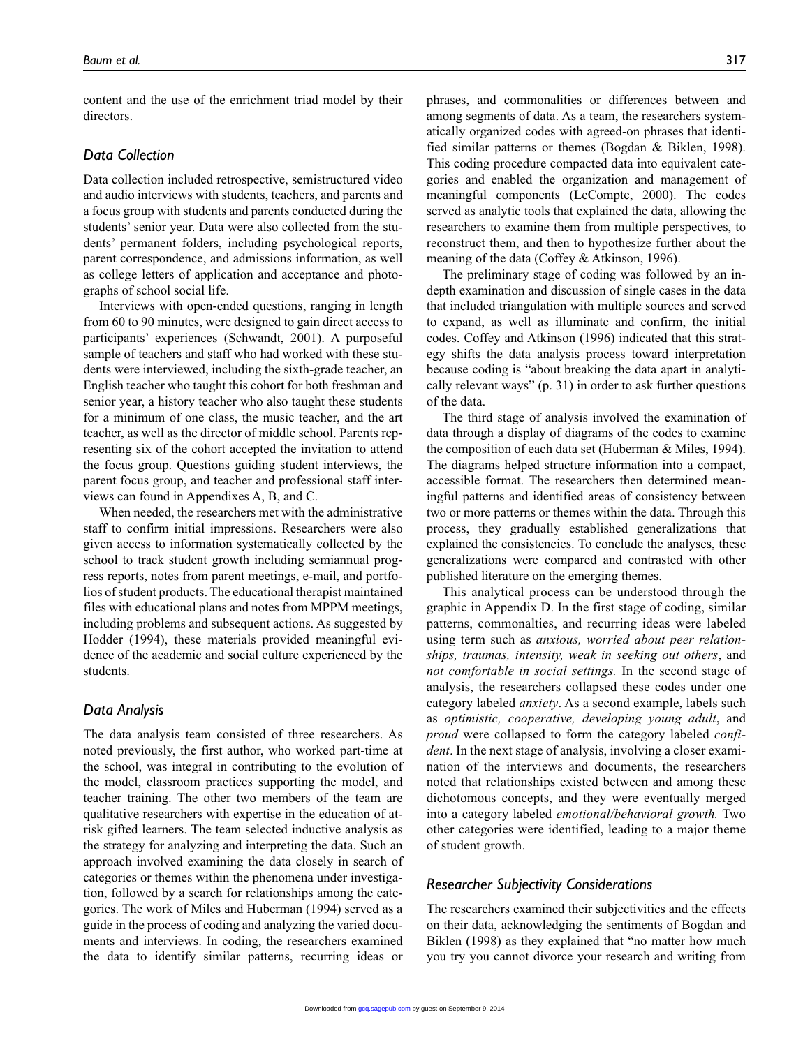content and the use of the enrichment triad model by their directors.

### *Data Collection*

Data collection included retrospective, semistructured video and audio interviews with students, teachers, and parents and a focus group with students and parents conducted during the students' senior year. Data were also collected from the students' permanent folders, including psychological reports, parent correspondence, and admissions information, as well as college letters of application and acceptance and photographs of school social life.

Interviews with open-ended questions, ranging in length from 60 to 90 minutes, were designed to gain direct access to participants' experiences (Schwandt, 2001). A purposeful sample of teachers and staff who had worked with these students were interviewed, including the sixth-grade teacher, an English teacher who taught this cohort for both freshman and senior year, a history teacher who also taught these students for a minimum of one class, the music teacher, and the art teacher, as well as the director of middle school. Parents representing six of the cohort accepted the invitation to attend the focus group. Questions guiding student interviews, the parent focus group, and teacher and professional staff interviews can found in Appendixes A, B, and C.

When needed, the researchers met with the administrative staff to confirm initial impressions. Researchers were also given access to information systematically collected by the school to track student growth including semiannual progress reports, notes from parent meetings, e-mail, and portfolios of student products. The educational therapist maintained files with educational plans and notes from MPPM meetings, including problems and subsequent actions. As suggested by Hodder (1994), these materials provided meaningful evidence of the academic and social culture experienced by the students.

### *Data Analysis*

The data analysis team consisted of three researchers. As noted previously, the first author, who worked part-time at the school, was integral in contributing to the evolution of the model, classroom practices supporting the model, and teacher training. The other two members of the team are qualitative researchers with expertise in the education of at-risk gifted learners. The team selected inductive analysis as the strategy for analyzing and interpreting the data. Such an approach involved examining the data closely in search of categories or themes within the phenomena under investigation, followed by a search for relationships among the categories. The work of Miles and Huberman (1994) served as a guide in the process of coding and analyzing the varied documents and interviews. In coding, the researchers examined the data to identify similar patterns, recurring ideas or phrases, and commonalities or differences between and among segments of data. As a team, the researchers systematically organized codes with agreed-on phrases that identified similar patterns or themes (Bogdan & Biklen, 1998). This coding procedure compacted data into equivalent categories and enabled the organization and management of meaningful components (LeCompte, 2000). The codes served as analytic tools that explained the data, allowing the researchers to examine them from multiple perspectives, to reconstruct them, and then to hypothesize further about the meaning of the data (Coffey & Atkinson, 1996).

The preliminary stage of coding was followed by an in-depth examination and discussion of single cases in the data that included triangulation with multiple sources and served to expand, as well as illuminate and confirm, the initial codes. Coffey and Atkinson (1996) indicated that this strategy shifts the data analysis process toward interpretation because coding is "about breaking the data apart in analytically relevant ways" (p. 31) in order to ask further questions of the data.

The third stage of analysis involved the examination of data through a display of diagrams of the codes to examine the composition of each data set (Huberman & Miles, 1994). The diagrams helped structure information into a compact, accessible format. The researchers then determined meaningful patterns and identified areas of consistency between two or more patterns or themes within the data. Through this process, they gradually established generalizations that explained the consistencies. To conclude the analyses, these generalizations were compared and contrasted with other published literature on the emerging themes.

This analytical process can be understood through the graphic in Appendix D. In the first stage of coding, similar patterns, commonalties, and recurring ideas were labeled using term such as *anxious, worried about peer relationships, traumas, intensity, weak in seeking out others*, and *not comfortable in social settings.* In the second stage of analysis, the researchers collapsed these codes under one category labeled *anxiety*. As a second example, labels such as *optimistic, cooperative, developing young adult*, and *proud* were collapsed to form the category labeled *confident*. In the next stage of analysis, involving a closer examination of the interviews and documents, the researchers noted that relationships existed between and among these dichotomous concepts, and they were eventually merged into a category labeled *emotional/behavioral growth.* Two other categories were identified, leading to a major theme of student growth.

### *Researcher Subjectivity Considerations*

The researchers examined their subjectivities and the effects on their data, acknowledging the sentiments of Bogdan and Biklen (1998) as they explained that "no matter how much you try you cannot divorce your research and writing from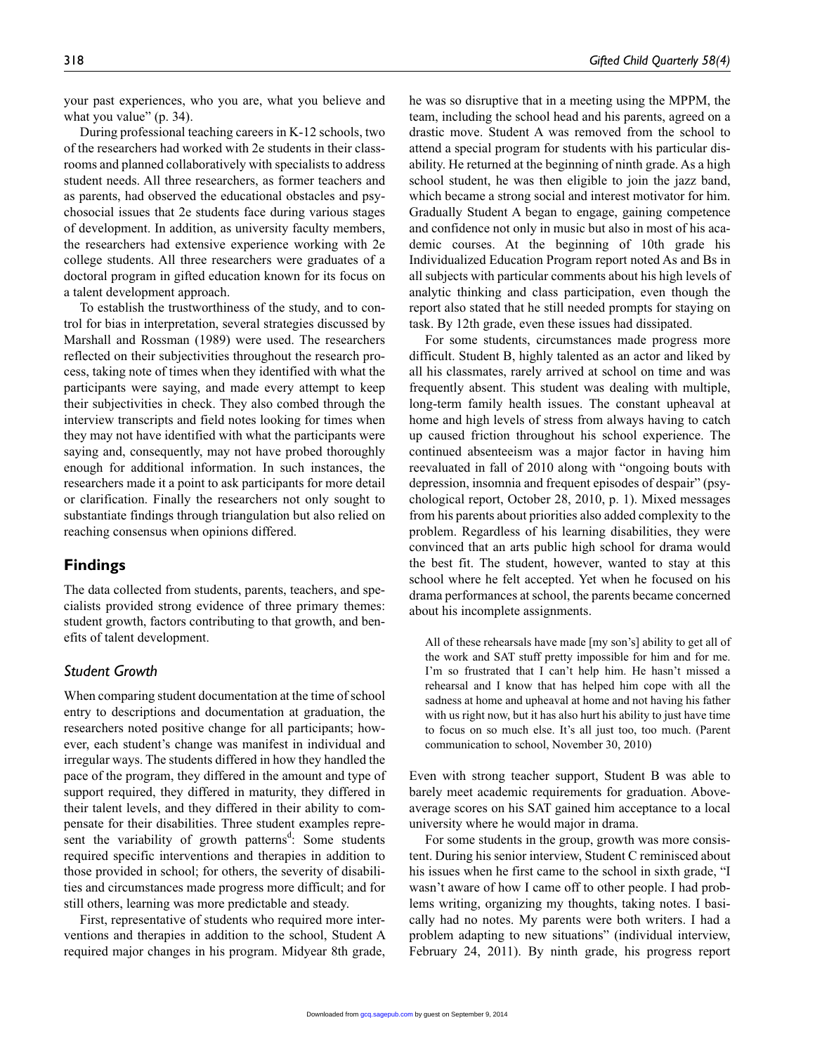your past experiences, who you are, what you believe and what you value" (p. 34).

During professional teaching careers in K-12 schools, two of the researchers had worked with 2e students in their classrooms and planned collaboratively with specialists to address student needs. All three researchers, as former teachers and as parents, had observed the educational obstacles and psychosocial issues that 2e students face during various stages of development. In addition, as university faculty members, the researchers had extensive experience working with 2e college students. All three researchers were graduates of a doctoral program in gifted education known for its focus on a talent development approach.

To establish the trustworthiness of the study, and to control for bias in interpretation, several strategies discussed by Marshall and Rossman (1989) were used. The researchers reflected on their subjectivities throughout the research process, taking note of times when they identified with what the participants were saying, and made every attempt to keep their subjectivities in check. They also combed through the interview transcripts and field notes looking for times when they may not have identified with what the participants were saying and, consequently, may not have probed thoroughly enough for additional information. In such instances, the researchers made it a point to ask participants for more detail or clarification. Finally the researchers not only sought to substantiate findings through triangulation but also relied on reaching consensus when opinions differed.

## Findings

The data collected from students, parents, teachers, and specialists provided strong evidence of three primary themes: student growth, factors contributing to that growth, and benefits of talent development.

### *Student Growth*

When comparing student documentation at the time of school entry to descriptions and documentation at graduation, the researchers noted positive change for all participants; however, each student's change was manifest in individual and irregular ways. The students differed in how they handled the pace of the program, they differed in the amount and type of support required, they differed in maturity, they differed in their talent levels, and they differed in their ability to compensate for their disabilities. Three student examples represent the variability of growth patterns[d]: Some students required specific interventions and therapies in addition to those provided in school; for others, the severity of disabilities and circumstances made progress more difficult; and for still others, learning was more predictable and steady.

First, representative of students who required more interventions and therapies in addition to the school, Student A required major changes in his program. Midyear 8th grade, he was so disruptive that in a meeting using the MPPM, the team, including the school head and his parents, agreed on a drastic move. Student A was removed from the school to attend a special program for students with his particular disability. He returned at the beginning of ninth grade. As a high school student, he was then eligible to join the jazz band, which became a strong social and interest motivator for him. Gradually Student A began to engage, gaining competence and confidence not only in music but also in most of his academic courses. At the beginning of 10th grade his Individualized Education Program report noted As and Bs in all subjects with particular comments about his high levels of analytic thinking and class participation, even though the report also stated that he still needed prompts for staying on task. By 12th grade, even these issues had dissipated.

For some students, circumstances made progress more difficult. Student B, highly talented as an actor and liked by all his classmates, rarely arrived at school on time and was frequently absent. This student was dealing with multiple, long-term family health issues. The constant upheaval at home and high levels of stress from always having to catch up caused friction throughout his school experience. The continued absenteeism was a major factor in having him reevaluated in fall of 2010 along with "ongoing bouts with depression, insomnia and frequent episodes of despair" (psychological report, October 28, 2010, p. 1). Mixed messages from his parents about priorities also added complexity to the problem. Regardless of his learning disabilities, they were convinced that an arts public high school for drama would the best fit. The student, however, wanted to stay at this school where he felt accepted. Yet when he focused on his drama performances at school, the parents became concerned about his incomplete assignments.

> All of these rehearsals have made [my son's] ability to get all of the work and SAT stuff pretty impossible for him and for me. I'm so frustrated that I can't help him. He hasn't missed a rehearsal and I know that has helped him cope with all the sadness at home and upheaval at home and not having his father with us right now, but it has also hurt his ability to just have time to focus on so much else. It's all just too, too much. (Parent communication to school, November 30, 2010)

Even with strong teacher support, Student B was able to barely meet academic requirements for graduation. Above-average scores on his SAT gained him acceptance to a local university where he would major in drama.

For some students in the group, growth was more consistent. During his senior interview, Student C reminisced about his issues when he first came to the school in sixth grade, "I wasn't aware of how I came off to other people. I had problems writing, organizing my thoughts, taking notes. I basically had no notes. My parents were both writers. I had a problem adapting to new situations" (individual interview, February 24, 2011). By ninth grade, his progress report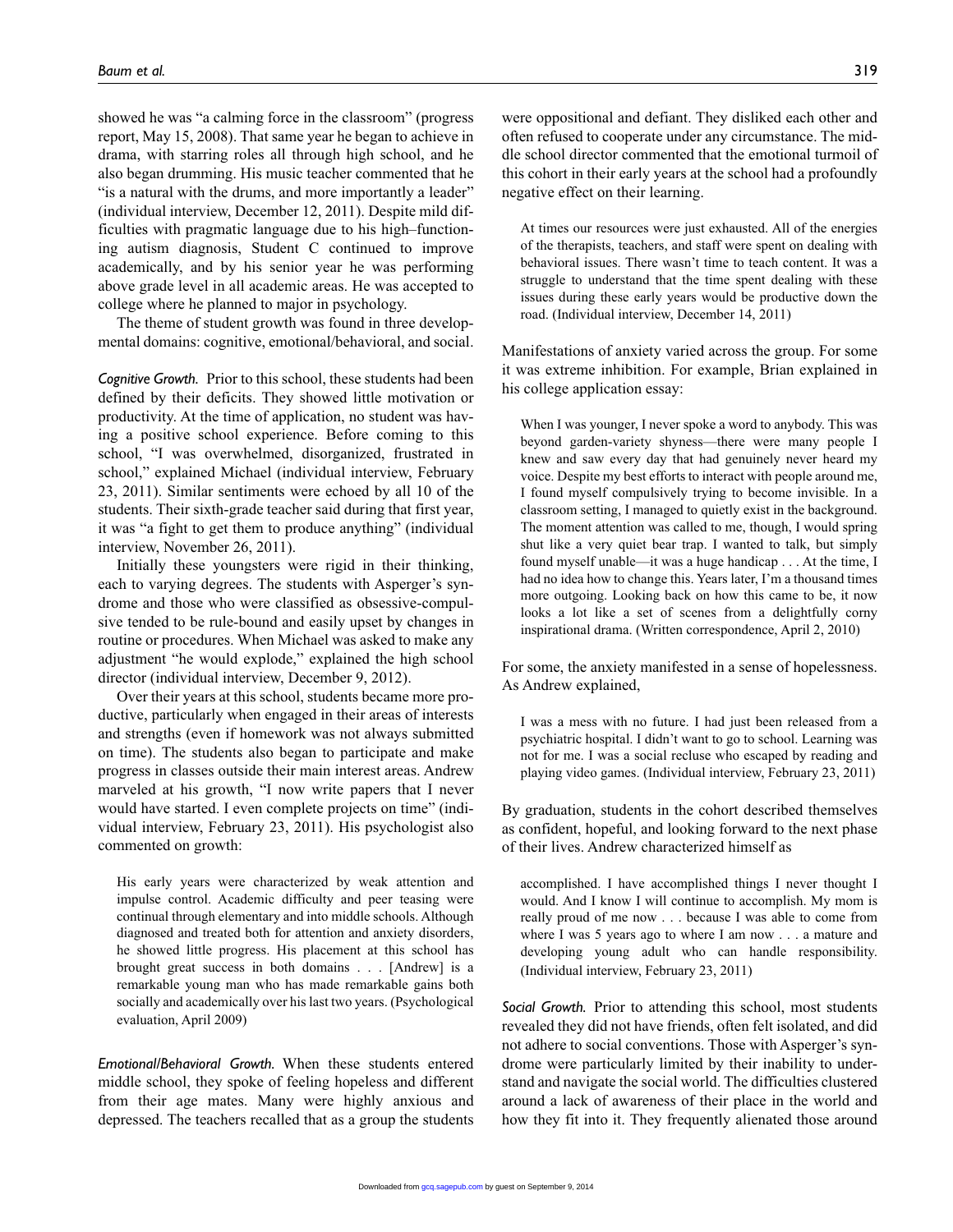showed he was "a calming force in the classroom" (progress report, May 15, 2008). That same year he began to achieve in drama, with starring roles all through high school, and he also began drumming. His music teacher commented that he "is a natural with the drums, and more importantly a leader" (individual interview, December 12, 2011). Despite mild difficulties with pragmatic language due to his high–functioning autism diagnosis, Student C continued to improve academically, and by his senior year he was performing above grade level in all academic areas. He was accepted to college where he planned to major in psychology.

The theme of student growth was found in three developmental domains: cognitive, emotional/behavioral, and social.

*Cognitive Growth.* Prior to this school, these students had been defined by their deficits. They showed little motivation or productivity. At the time of application, no student was having a positive school experience. Before coming to this school, "I was overwhelmed, disorganized, frustrated in school," explained Michael (individual interview, February 23, 2011). Similar sentiments were echoed by all 10 of the students. Their sixth-grade teacher said during that first year, it was "a fight to get them to produce anything" (individual interview, November 26, 2011).

Initially these youngsters were rigid in their thinking, each to varying degrees. The students with Asperger's syndrome and those who were classified as obsessive-compulsive tended to be rule-bound and easily upset by changes in routine or procedures. When Michael was asked to make any adjustment "he would explode," explained the high school director (individual interview, December 9, 2012).

Over their years at this school, students became more productive, particularly when engaged in their areas of interests and strengths (even if homework was not always submitted on time). The students also began to participate and make progress in classes outside their main interest areas. Andrew marveled at his growth, "I now write papers that I never would have started. I even complete projects on time" (individual interview, February 23, 2011). His psychologist also commented on growth:

> His early years were characterized by weak attention and impulse control. Academic difficulty and peer teasing were continual through elementary and into middle schools. Although diagnosed and treated both for attention and anxiety disorders, he showed little progress. His placement at this school has brought great success in both domains . . . [Andrew] is a remarkable young man who has made remarkable gains both socially and academically over his last two years. (Psychological evaluation, April 2009)

*Emotional/Behavioral Growth.* When these students entered middle school, they spoke of feeling hopeless and different from their age mates. Many were highly anxious and depressed. The teachers recalled that as a group the students were oppositional and defiant. They disliked each other and often refused to cooperate under any circumstance. The middle school director commented that the emotional turmoil of this cohort in their early years at the school had a profoundly negative effect on their learning.

> At times our resources were just exhausted. All of the energies of the therapists, teachers, and staff were spent on dealing with behavioral issues. There wasn't time to teach content. It was a struggle to understand that the time spent dealing with these issues during these early years would be productive down the road. (Individual interview, December 14, 2011)

Manifestations of anxiety varied across the group. For some it was extreme inhibition. For example, Brian explained in his college application essay:

> When I was younger, I never spoke a word to anybody. This was beyond garden-variety shyness—there were many people I knew and saw every day that had genuinely never heard my voice. Despite my best efforts to interact with people around me, I found myself compulsively trying to become invisible. In a classroom setting, I managed to quietly exist in the background. The moment attention was called to me, though, I would spring shut like a very quiet bear trap. I wanted to talk, but simply found myself unable—it was a huge handicap . . . At the time, I had no idea how to change this. Years later, I'm a thousand times more outgoing. Looking back on how this came to be, it now looks a lot like a set of scenes from a delightfully corny inspirational drama. (Written correspondence, April 2, 2010)

For some, the anxiety manifested in a sense of hopelessness. As Andrew explained,

> I was a mess with no future. I had just been released from a psychiatric hospital. I didn't want to go to school. Learning was not for me. I was a social recluse who escaped by reading and playing video games. (Individual interview, February 23, 2011)

By graduation, students in the cohort described themselves as confident, hopeful, and looking forward to the next phase of their lives. Andrew characterized himself as

> accomplished. I have accomplished things I never thought I would. And I know I will continue to accomplish. My mom is really proud of me now . . . because I was able to come from where I was 5 years ago to where I am now . . . a mature and developing young adult who can handle responsibility. (Individual interview, February 23, 2011)

*Social Growth.* Prior to attending this school, most students revealed they did not have friends, often felt isolated, and did not adhere to social conventions. Those with Asperger's syndrome were particularly limited by their inability to understand and navigate the social world. The difficulties clustered around a lack of awareness of their place in the world and how they fit into it. They frequently alienated those around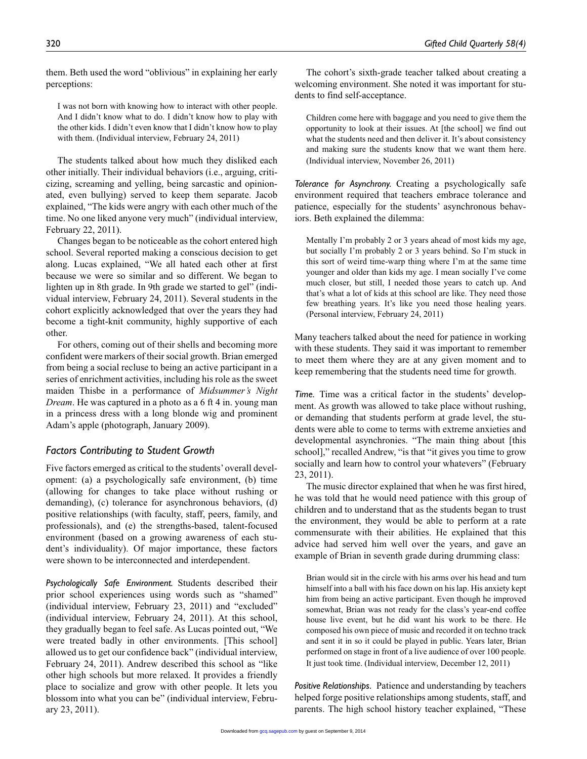them. Beth used the word "oblivious" in explaining her early perceptions:

> I was not born with knowing how to interact with other people. And I didn't know what to do. I didn't know how to play with the other kids. I didn't even know that I didn't know how to play with them. (Individual interview, February 24, 2011)

The students talked about how much they disliked each other initially. Their individual behaviors (i.e., arguing, criticizing, screaming and yelling, being sarcastic and opinionated, even bullying) served to keep them separate. Jacob explained, "The kids were angry with each other much of the time. No one liked anyone very much" (individual interview, February 22, 2011).

Changes began to be noticeable as the cohort entered high school. Several reported making a conscious decision to get along. Lucas explained, "We all hated each other at first because we were so similar and so different. We began to lighten up in 8th grade. In 9th grade we started to gel" (individual interview, February 24, 2011). Several students in the cohort explicitly acknowledged that over the years they had become a tight-knit community, highly supportive of each other.

For others, coming out of their shells and becoming more confident were markers of their social growth. Brian emerged from being a social recluse to being an active participant in a series of enrichment activities, including his role as the sweet maiden Thisbe in a performance of *Midsummer's Night Dream*. He was captured in a photo as a 6 ft 4 in. young man in a princess dress with a long blonde wig and prominent Adam's apple (photograph, January 2009).

## Factors Contributing to Student Growth

Five factors emerged as critical to the students' overall development: (a) a psychologically safe environment, (b) time (allowing for changes to take place without rushing or demanding), (c) tolerance for asynchronous behaviors, (d) positive relationships (with faculty, staff, peers, family, and professionals), and (e) the strengths-based, talent-focused environment (based on a growing awareness of each student's individuality). Of major importance, these factors were shown to be interconnected and interdependent.

*Psychologically Safe Environment.* Students described their prior school experiences using words such as "shamed" (individual interview, February 23, 2011) and "excluded" (individual interview, February 24, 2011). At this school, they gradually began to feel safe. As Lucas pointed out, "We were treated badly in other environments. [This school] allowed us to get our confidence back" (individual interview, February 24, 2011). Andrew described this school as "like other high schools but more relaxed. It provides a friendly place to socialize and grow with other people. It lets you blossom into what you can be" (individual interview, February 23, 2011).

The cohort's sixth-grade teacher talked about creating a welcoming environment. She noted it was important for students to find self-acceptance.

> Children come here with baggage and you need to give them the opportunity to look at their issues. At [the school] we find out what the students need and then deliver it. It's about consistency and making sure the students know that we want them here. (Individual interview, November 26, 2011)

*Tolerance for Asynchrony.* Creating a psychologically safe environment required that teachers embrace tolerance and patience, especially for the students' asynchronous behaviors. Beth explained the dilemma:

> Mentally I'm probably 2 or 3 years ahead of most kids my age, but socially I'm probably 2 or 3 years behind. So I'm stuck in this sort of weird time-warp thing where I'm at the same time younger and older than kids my age. I mean socially I've come much closer, but still, I needed those years to catch up. And that's what a lot of kids at this school are like. They need those few breathing years. It's like you need those healing years. (Personal interview, February 24, 2011)

Many teachers talked about the need for patience in working with these students. They said it was important to remember to meet them where they are at any given moment and to keep remembering that the students need time for growth.

*Time.* Time was a critical factor in the students' development. As growth was allowed to take place without rushing, or demanding that students perform at grade level, the students were able to come to terms with extreme anxieties and developmental asynchronies. "The main thing about [this school]," recalled Andrew, "is that "it gives you time to grow socially and learn how to control your whatevers" (February 23, 2011).

The music director explained that when he was first hired, he was told that he would need patience with this group of children and to understand that as the students began to trust the environment, they would be able to perform at a rate commensurate with their abilities. He explained that this advice had served him well over the years, and gave an example of Brian in seventh grade during drumming class:

> Brian would sit in the circle with his arms over his head and turn himself into a ball with his face down on his lap. His anxiety kept him from being an active participant. Even though he improved somewhat, Brian was not ready for the class's year-end coffee house live event, but he did want his work to be there. He composed his own piece of music and recorded it on techno track and sent it in so it could be played in public. Years later, Brian performed on stage in front of a live audience of over 100 people. It just took time. (Individual interview, December 12, 2011)

*Positive Relationships.* Patience and understanding by teachers helped forge positive relationships among students, staff, and parents. The high school history teacher explained, "These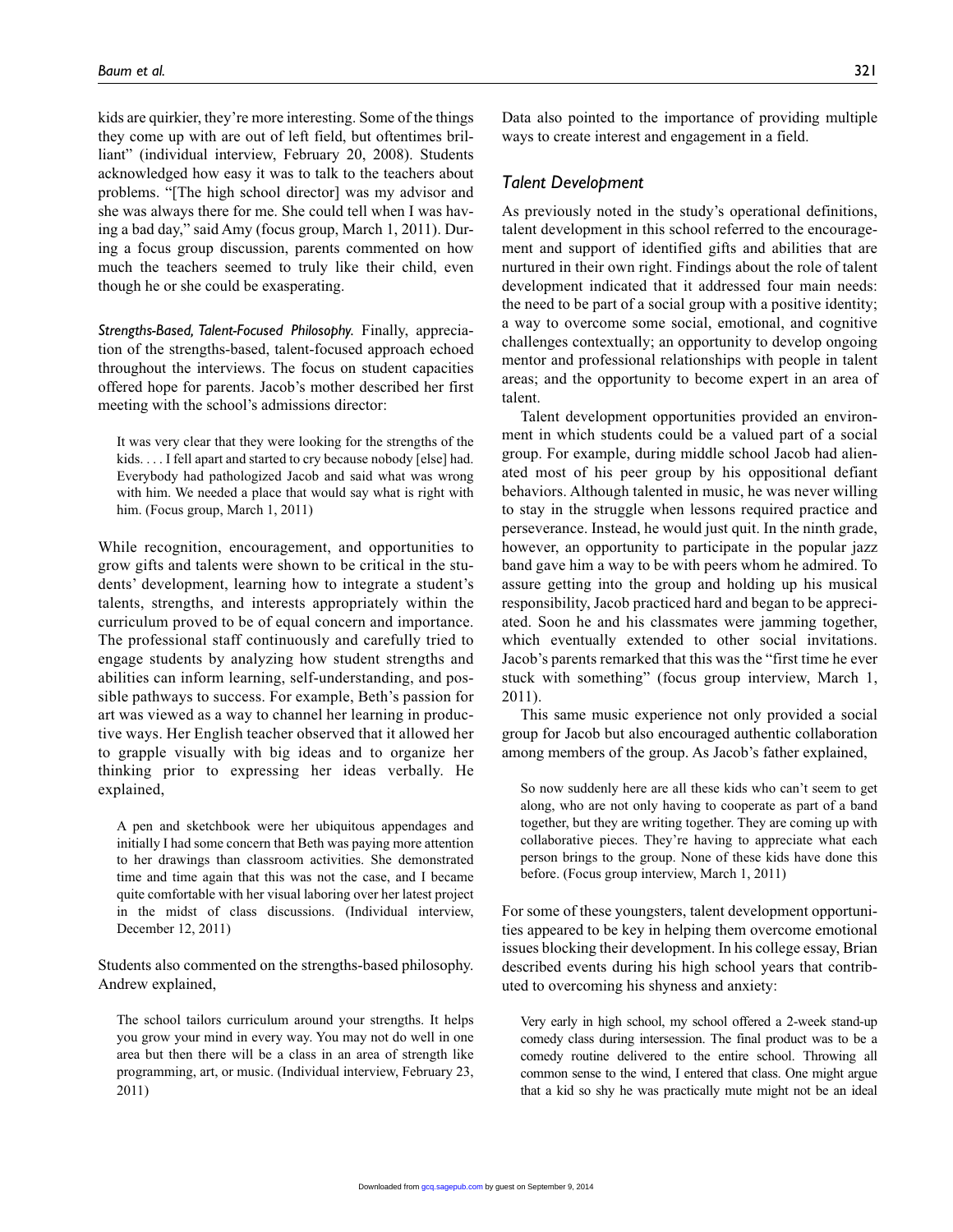kids are quirkier, they're more interesting. Some of the things they come up with are out of left field, but oftentimes brilliant" (individual interview, February 20, 2008). Students acknowledged how easy it was to talk to the teachers about problems. "[The high school director] was my advisor and she was always there for me. She could tell when I was having a bad day," said Amy (focus group, March 1, 2011). During a focus group discussion, parents commented on how much the teachers seemed to truly like their child, even though he or she could be exasperating.

*Strengths-Based, Talent-Focused Philosophy.* Finally, appreciation of the strengths-based, talent-focused approach echoed throughout the interviews. The focus on student capacities offered hope for parents. Jacob's mother described her first meeting with the school's admissions director:

> It was very clear that they were looking for the strengths of the kids. . . . I fell apart and started to cry because nobody [else] had. Everybody had pathologized Jacob and said what was wrong with him. We needed a place that would say what is right with him. (Focus group, March 1, 2011)

While recognition, encouragement, and opportunities to grow gifts and talents were shown to be critical in the students' development, learning how to integrate a student's talents, strengths, and interests appropriately within the curriculum proved to be of equal concern and importance. The professional staff continuously and carefully tried to engage students by analyzing how student strengths and abilities can inform learning, self-understanding, and possible pathways to success. For example, Beth's passion for art was viewed as a way to channel her learning in productive ways. Her English teacher observed that it allowed her to grapple visually with big ideas and to organize her thinking prior to expressing her ideas verbally. He explained,

> A pen and sketchbook were her ubiquitous appendages and initially I had some concern that Beth was paying more attention to her drawings than classroom activities. She demonstrated time and time again that this was not the case, and I became quite comfortable with her visual laboring over her latest project in the midst of class discussions. (Individual interview, December 12, 2011)

Students also commented on the strengths-based philosophy. Andrew explained,

> The school tailors curriculum around your strengths. It helps you grow your mind in every way. You may not do well in one area but then there will be a class in an area of strength like programming, art, or music. (Individual interview, February 23, 2011)

Data also pointed to the importance of providing multiple ways to create interest and engagement in a field.

### Talent Development

As previously noted in the study's operational definitions, talent development in this school referred to the encouragement and support of identified gifts and abilities that are nurtured in their own right. Findings about the role of talent development indicated that it addressed four main needs: the need to be part of a social group with a positive identity; a way to overcome some social, emotional, and cognitive challenges contextually; an opportunity to develop ongoing mentor and professional relationships with people in talent areas; and the opportunity to become expert in an area of talent.

Talent development opportunities provided an environment in which students could be a valued part of a social group. For example, during middle school Jacob had alienated most of his peer group by his oppositional defiant behaviors. Although talented in music, he was never willing to stay in the struggle when lessons required practice and perseverance. Instead, he would just quit. In the ninth grade, however, an opportunity to participate in the popular jazz band gave him a way to be with peers whom he admired. To assure getting into the group and holding up his musical responsibility, Jacob practiced hard and began to be appreciated. Soon he and his classmates were jamming together, which eventually extended to other social invitations. Jacob's parents remarked that this was the "first time he ever stuck with something" (focus group interview, March 1, 2011).

This same music experience not only provided a social group for Jacob but also encouraged authentic collaboration among members of the group. As Jacob's father explained,

> So now suddenly here are all these kids who can't seem to get along, who are not only having to cooperate as part of a band together, but they are writing together. They are coming up with collaborative pieces. They're having to appreciate what each person brings to the group. None of these kids have done this before. (Focus group interview, March 1, 2011)

For some of these youngsters, talent development opportunities appeared to be key in helping them overcome emotional issues blocking their development. In his college essay, Brian described events during his high school years that contributed to overcoming his shyness and anxiety:

> Very early in high school, my school offered a 2-week stand-up comedy class during intersession. The final product was to be a comedy routine delivered to the entire school. Throwing all common sense to the wind, I entered that class. One might argue that a kid so shy he was practically mute might not be an ideal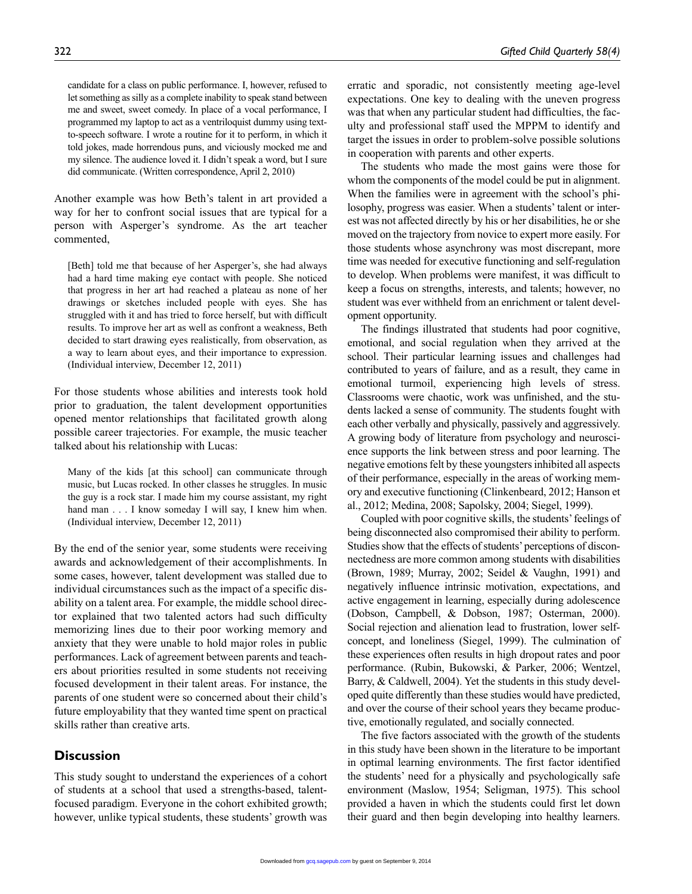candidate for a class on public performance. I, however, refused to let something as silly as a complete inability to speak stand between me and sweet, sweet comedy. In place of a vocal performance, I programmed my laptop to act as a ventriloquist dummy using text-to-speech software. I wrote a routine for it to perform, in which it told jokes, made horrendous puns, and viciously mocked me and my silence. The audience loved it. I didn't speak a word, but I sure did communicate. (Written correspondence, April 2, 2010)

Another example was how Beth's talent in art provided a way for her to confront social issues that are typical for a person with Asperger's syndrome. As the art teacher commented,

> [Beth] told me that because of her Asperger's, she had always had a hard time making eye contact with people. She noticed that progress in her art had reached a plateau as none of her drawings or sketches included people with eyes. She has struggled with it and has tried to force herself, but with difficult results. To improve her art as well as confront a weakness, Beth decided to start drawing eyes realistically, from observation, as a way to learn about eyes, and their importance to expression. (Individual interview, December 12, 2011)

For those students whose abilities and interests took hold prior to graduation, the talent development opportunities opened mentor relationships that facilitated growth along possible career trajectories. For example, the music teacher talked about his relationship with Lucas:

> Many of the kids [at this school] can communicate through music, but Lucas rocked. In other classes he struggles. In music the guy is a rock star. I made him my course assistant, my right hand man . . . I know someday I will say, I knew him when. (Individual interview, December 12, 2011)

By the end of the senior year, some students were receiving awards and acknowledgement of their accomplishments. In some cases, however, talent development was stalled due to individual circumstances such as the impact of a specific disability on a talent area. For example, the middle school director explained that two talented actors had such difficulty memorizing lines due to their poor working memory and anxiety that they were unable to hold major roles in public performances. Lack of agreement between parents and teachers about priorities resulted in some students not receiving focused development in their talent areas. For instance, the parents of one student were so concerned about their child's future employability that they wanted time spent on practical skills rather than creative arts.

## Discussion

This study sought to understand the experiences of a cohort of students at a school that used a strengths-based, talent-focused paradigm. Everyone in the cohort exhibited growth; however, unlike typical students, these students' growth was erratic and sporadic, not consistently meeting age-level expectations. One key to dealing with the uneven progress was that when any particular student had difficulties, the faculty and professional staff used the MPPM to identify and target the issues in order to problem-solve possible solutions in cooperation with parents and other experts.

The students who made the most gains were those for whom the components of the model could be put in alignment. When the families were in agreement with the school's philosophy, progress was easier. When a students' talent or interest was not affected directly by his or her disabilities, he or she moved on the trajectory from novice to expert more easily. For those students whose asynchrony was most discrepant, more time was needed for executive functioning and self-regulation to develop. When problems were manifest, it was difficult to keep a focus on strengths, interests, and talents; however, no student was ever withheld from an enrichment or talent development opportunity.

The findings illustrated that students had poor cognitive, emotional, and social regulation when they arrived at the school. Their particular learning issues and challenges had contributed to years of failure, and as a result, they came in emotional turmoil, experiencing high levels of stress. Classrooms were chaotic, work was unfinished, and the students lacked a sense of community. The students fought with each other verbally and physically, passively and aggressively. A growing body of literature from psychology and neuroscience supports the link between stress and poor learning. The negative emotions felt by these youngsters inhibited all aspects of their performance, especially in the areas of working memory and executive functioning (Clinkenbeard, 2012; Hanson et al., 2012; Medina, 2008; Sapolsky, 2004; Siegel, 1999).

Coupled with poor cognitive skills, the students' feelings of being disconnected also compromised their ability to perform. Studies show that the effects of students' perceptions of disconnectedness are more common among students with disabilities (Brown, 1989; Murray, 2002; Seidel & Vaughn, 1991) and negatively influence intrinsic motivation, expectations, and active engagement in learning, especially during adolescence (Dobson, Campbell, & Dobson, 1987; Osterman, 2000). Social rejection and alienation lead to frustration, lower self-concept, and loneliness (Siegel, 1999). The culmination of these experiences often results in high dropout rates and poor performance. (Rubin, Bukowski, & Parker, 2006; Wentzel, Barry, & Caldwell, 2004). Yet the students in this study developed quite differently than these studies would have predicted, and over the course of their school years they became productive, emotionally regulated, and socially connected.

The five factors associated with the growth of the students in this study have been shown in the literature to be important in optimal learning environments. The first factor identified the students' need for a physically and psychologically safe environment (Maslow, 1954; Seligman, 1975). This school provided a haven in which the students could first let down their guard and then begin developing into healthy learners.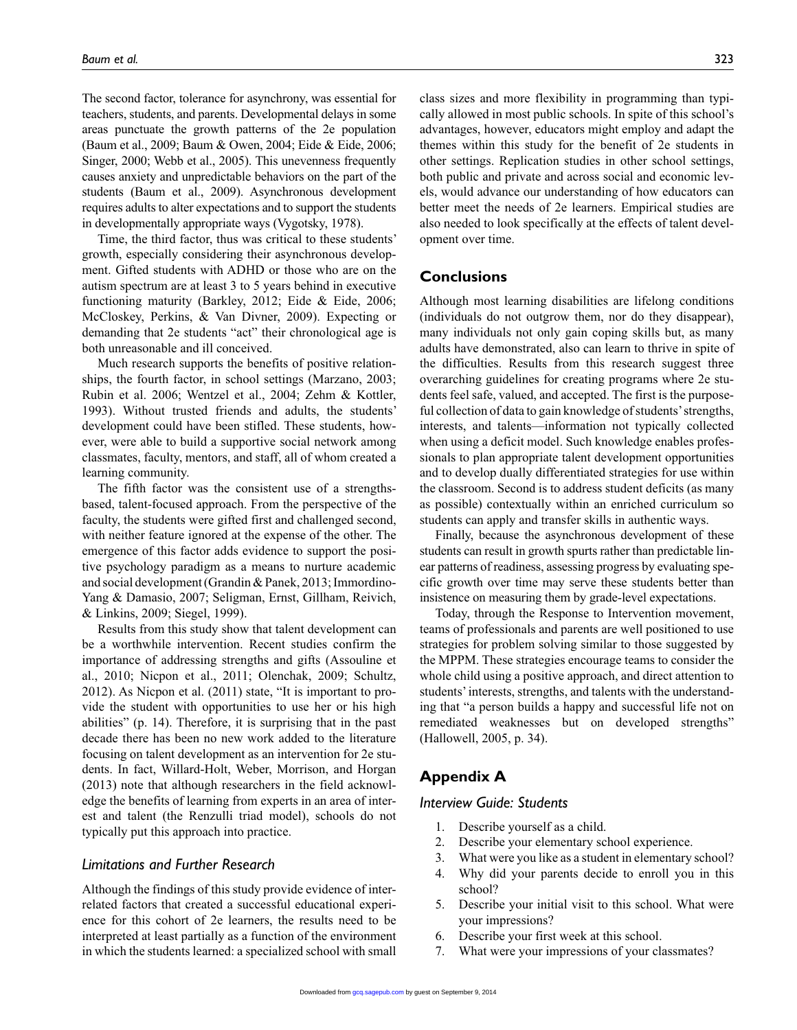The second factor, tolerance for asynchrony, was essential for teachers, students, and parents. Developmental delays in some areas punctuate the growth patterns of the 2e population (Baum et al., 2009; Baum & Owen, 2004; Eide & Eide, 2006; Singer, 2000; Webb et al., 2005). This unevenness frequently causes anxiety and unpredictable behaviors on the part of the students (Baum et al., 2009). Asynchronous development requires adults to alter expectations and to support the students in developmentally appropriate ways (Vygotsky, 1978).

Time, the third factor, thus was critical to these students' growth, especially considering their asynchronous development. Gifted students with ADHD or those who are on the autism spectrum are at least 3 to 5 years behind in executive functioning maturity (Barkley, 2012; Eide & Eide, 2006; McCloskey, Perkins, & Van Divner, 2009). Expecting or demanding that 2e students "act" their chronological age is both unreasonable and ill conceived.

Much research supports the benefits of positive relationships, the fourth factor, in school settings (Marzano, 2003; Rubin et al. 2006; Wentzel et al., 2004; Zehm & Kottler, 1993). Without trusted friends and adults, the students' development could have been stifled. These students, however, were able to build a supportive social network among classmates, faculty, mentors, and staff, all of whom created a learning community.

The fifth factor was the consistent use of a strengths-based, talent-focused approach. From the perspective of the faculty, the students were gifted first and challenged second, with neither feature ignored at the expense of the other. The emergence of this factor adds evidence to support the positive psychology paradigm as a means to nurture academic and social development (Grandin & Panek, 2013; Immordino-Yang & Damasio, 2007; Seligman, Ernst, Gillham, Reivich, & Linkins, 2009; Siegel, 1999).

Results from this study show that talent development can be a worthwhile intervention. Recent studies confirm the importance of addressing strengths and gifts (Assouline et al., 2010; Nicpon et al., 2011; Olenchak, 2009; Schultz, 2012). As Nicpon et al. (2011) state, "It is important to provide the student with opportunities to use her or his high abilities" (p. 14). Therefore, it is surprising that in the past decade there has been no new work added to the literature focusing on talent development as an intervention for 2e students. In fact, Willard-Holt, Weber, Morrison, and Horgan (2013) note that although researchers in the field acknowledge the benefits of learning from experts in an area of interest and talent (the Renzulli triad model), schools do not typically put this approach into practice.

### *Limitations and Further Research*

Although the findings of this study provide evidence of interrelated factors that created a successful educational experience for this cohort of 2e learners, the results need to be interpreted at least partially as a function of the environment in which the students learned: a specialized school with small class sizes and more flexibility in programming than typically allowed in most public schools. In spite of this school's advantages, however, educators might employ and adapt the themes within this study for the benefit of 2e students in other settings. Replication studies in other school settings, both public and private and across social and economic levels, would advance our understanding of how educators can better meet the needs of 2e learners. Empirical studies are also needed to look specifically at the effects of talent development over time.

## Conclusions

Although most learning disabilities are lifelong conditions (individuals do not outgrow them, nor do they disappear), many individuals not only gain coping skills but, as many adults have demonstrated, also can learn to thrive in spite of the difficulties. Results from this research suggest three overarching guidelines for creating programs where 2e students feel safe, valued, and accepted. The first is the purposeful collection of data to gain knowledge of students' strengths, interests, and talents—information not typically collected when using a deficit model. Such knowledge enables professionals to plan appropriate talent development opportunities and to develop dually differentiated strategies for use within the classroom. Second is to address student deficits (as many as possible) contextually within an enriched curriculum so students can apply and transfer skills in authentic ways.

Finally, because the asynchronous development of these students can result in growth spurts rather than predictable linear patterns of readiness, assessing progress by evaluating specific growth over time may serve these students better than insistence on measuring them by grade-level expectations.

Today, through the Response to Intervention movement, teams of professionals and parents are well positioned to use strategies for problem solving similar to those suggested by the MPPM. These strategies encourage teams to consider the whole child using a positive approach, and direct attention to students' interests, strengths, and talents with the understanding that "a person builds a happy and successful life not on remediated weaknesses but on developed strengths" (Hallowell, 2005, p. 34).

## Appendix A

### *Interview Guide: Students*

1. Describe yourself as a child.
2. Describe your elementary school experience.
3. What were you like as a student in elementary school?
4. Why did your parents decide to enroll you in this school?
5. Describe your initial visit to this school. What were your impressions?
6. Describe your first week at this school.
7. What were your impressions of your classmates?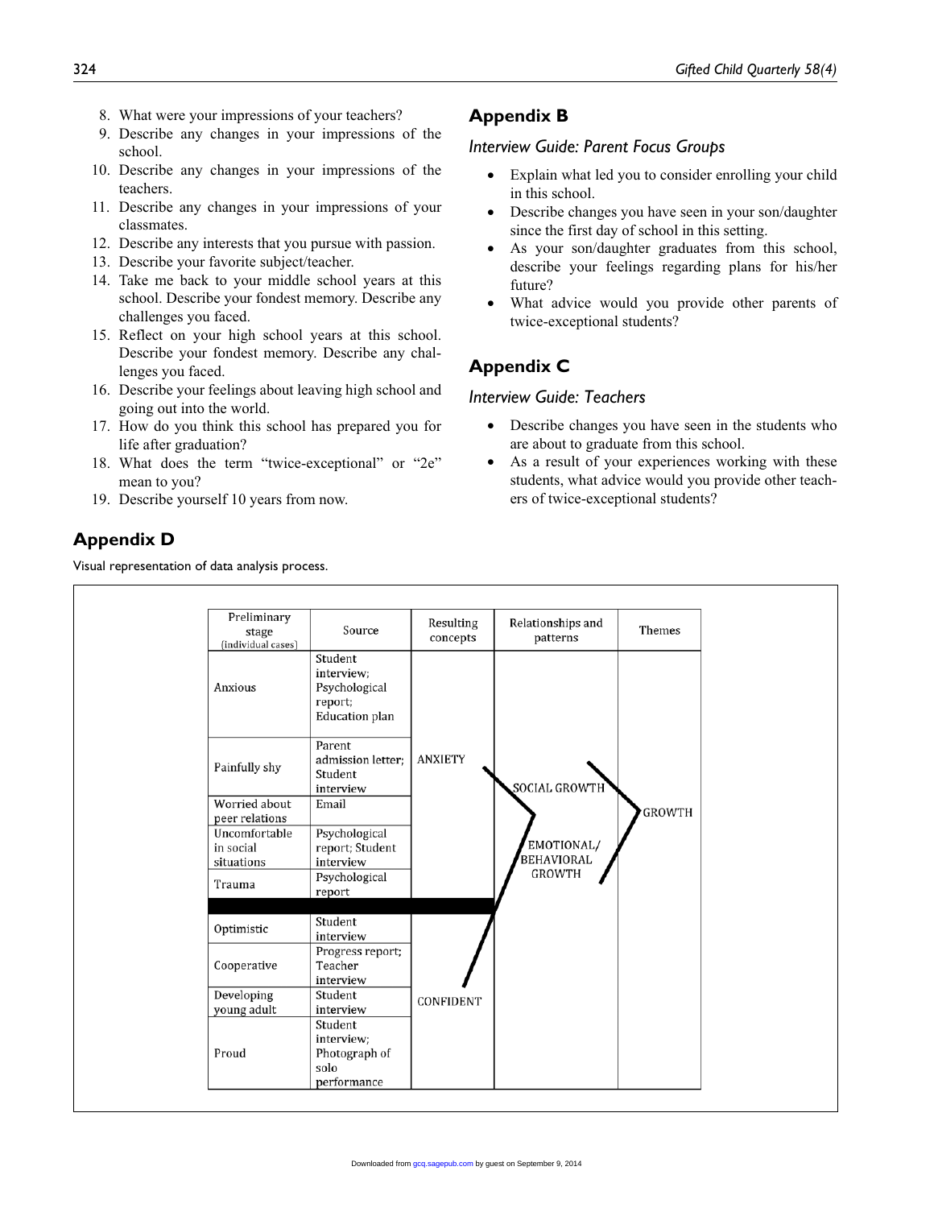8. What were your impressions of your teachers?
9. Describe any changes in your impressions of the school.
10. Describe any changes in your impressions of the teachers.
11. Describe any changes in your impressions of your classmates.
12. Describe any interests that you pursue with passion.
13. Describe your favorite subject/teacher.
14. Take me back to your middle school years at this school. Describe your fondest memory. Describe any challenges you faced.
15. Reflect on your high school years at this school. Describe your fondest memory. Describe any challenges you faced.
16. Describe your feelings about leaving high school and going out into the world.
17. How do you think this school has prepared you for life after graduation?
18. What does the term "twice-exceptional" or "2e" mean to you?
19. Describe yourself 10 years from now.

## Appendix B

### *Interview Guide: Parent Focus Groups*

- Explain what led you to consider enrolling your child in this school.
- Describe changes you have seen in your son/daughter since the first day of school in this setting.
- As your son/daughter graduates from this school, describe your feelings regarding plans for his/her future?
- What advice would you provide other parents of twice-exceptional students?

## Appendix C

### *Interview Guide: Teachers*

- Describe changes you have seen in the students who are about to graduate from this school.
- As a result of your experiences working with these students, what advice would you provide other teachers of twice-exceptional students?

## Appendix D

Visual representation of data analysis process.

| Preliminary stage (individual cases) | Source | Resulting concepts | Relationships and patterns | Themes |
|---|---|---|---|---|
| Anxious | Student interview; Psychological report; Education plan | ANXIETY | SOCIAL GROWTH; EMOTIONAL/ BEHAVIORAL GROWTH | GROWTH |
| Painfully shy | Parent admission letter; Student interview | | | |
| Worried about peer relations | Email | | | |
| Uncomfortable in social situations | Psychological report; Student interview | | | |
| Trauma | Psychological report | | | |
| Optimistic | Student interview | CONFIDENT | | |
| Cooperative | Progress report; Teacher interview | | | |
| Developing young adult | Student interview | | | |
| Proud | Student interview; Photograph of solo performance | | | |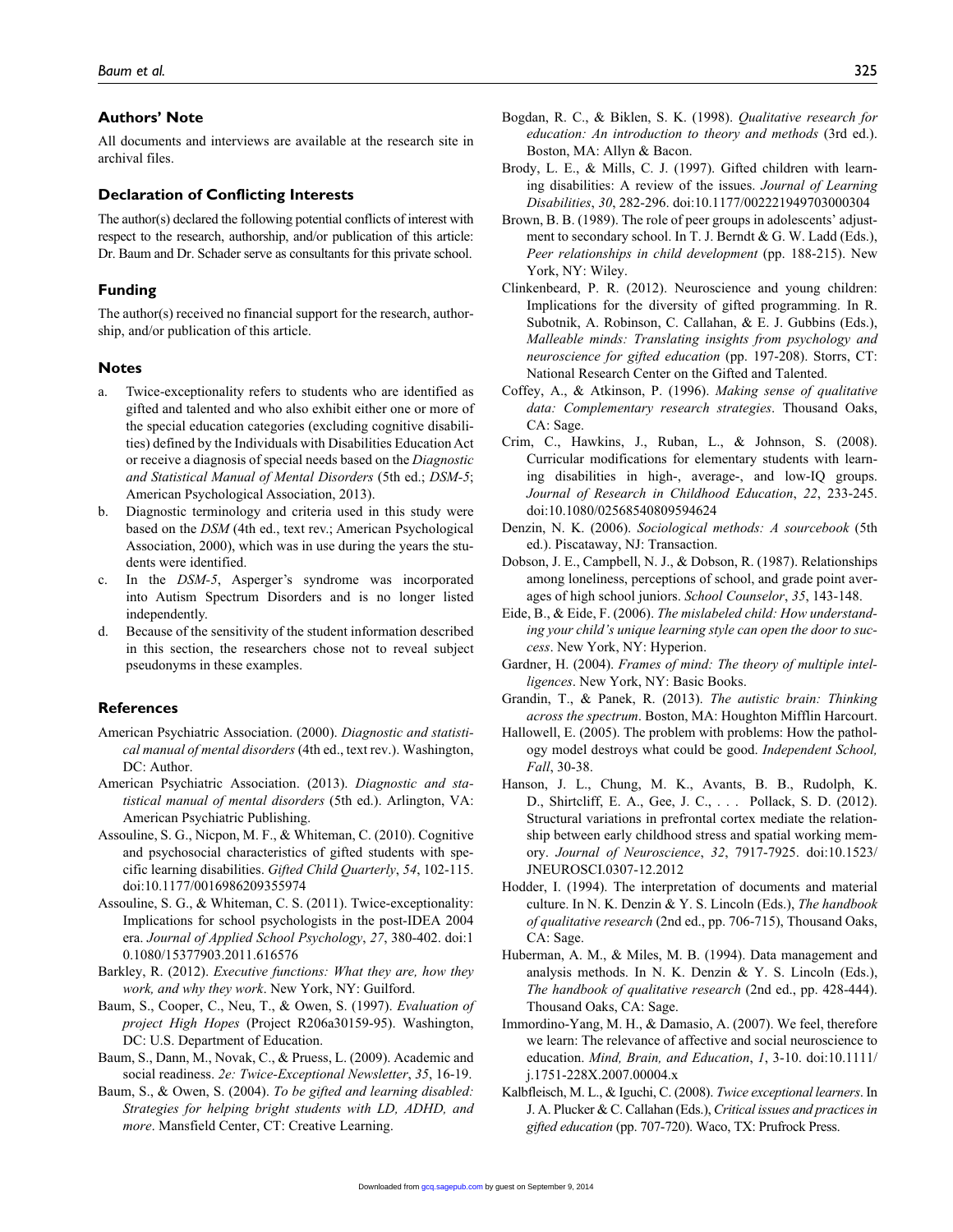## Authors' Note

All documents and interviews are available at the research site in archival files.

## Declaration of Conflicting Interests

The author(s) declared the following potential conflicts of interest with respect to the research, authorship, and/or publication of this article: Dr. Baum and Dr. Schader serve as consultants for this private school.

## Funding

The author(s) received no financial support for the research, authorship, and/or publication of this article.

## Notes

a. Twice-exceptionality refers to students who are identified as gifted and talented and who also exhibit either one or more of the special education categories (excluding cognitive disabilities) defined by the Individuals with Disabilities Education Act or receive a diagnosis of special needs based on the *Diagnostic and Statistical Manual of Mental Disorders* (5th ed.; *DSM-5*; American Psychological Association, 2013).

b. Diagnostic terminology and criteria used in this study were based on the *DSM* (4th ed., text rev.; American Psychological Association, 2000), which was in use during the years the students were identified.

c. In the *DSM-5*, Asperger's syndrome was incorporated into Autism Spectrum Disorders and is no longer listed independently.

d. Because of the sensitivity of the student information described in this section, the researchers chose not to reveal subject pseudonyms in these examples.

## References

American Psychiatric Association. (2000). *Diagnostic and statistical manual of mental disorders* (4th ed., text rev.). Washington, DC: Author.

American Psychiatric Association. (2013). *Diagnostic and statistical manual of mental disorders* (5th ed.). Arlington, VA: American Psychiatric Publishing.

Assouline, S. G., Nicpon, M. F., & Whiteman, C. (2010). Cognitive and psychosocial characteristics of gifted students with specific learning disabilities. *Gifted Child Quarterly*, *54*, 102-115. doi:10.1177/0016986209355974

Assouline, S. G., & Whiteman, C. S. (2011). Twice-exceptionality: Implications for school psychologists in the post-IDEA 2004 era. *Journal of Applied School Psychology*, *27*, 380-402. doi:10.1080/15377903.2011.616576

Barkley, R. (2012). *Executive functions: What they are, how they work, and why they work*. New York, NY: Guilford.

Baum, S., Cooper, C., Neu, T., & Owen, S. (1997). *Evaluation of project High Hopes* (Project R206a30159-95). Washington, DC: U.S. Department of Education.

Baum, S., Dann, M., Novak, C., & Pruess, L. (2009). Academic and social readiness. *2e: Twice-Exceptional Newsletter*, *35*, 16-19.

Baum, S., & Owen, S. (2004). *To be gifted and learning disabled: Strategies for helping bright students with LD, ADHD, and more*. Mansfield Center, CT: Creative Learning.

Bogdan, R. C., & Biklen, S. K. (1998). *Qualitative research for education: An introduction to theory and methods* (3rd ed.). Boston, MA: Allyn & Bacon.

Brody, L. E., & Mills, C. J. (1997). Gifted children with learning disabilities: A review of the issues. *Journal of Learning Disabilities*, *30*, 282-296. doi:10.1177/002221949703000304

Brown, B. B. (1989). The role of peer groups in adolescents' adjustment to secondary school. In T. J. Berndt & G. W. Ladd (Eds.), *Peer relationships in child development* (pp. 188-215). New York, NY: Wiley.

Clinkenbeard, P. R. (2012). Neuroscience and young children: Implications for the diversity of gifted programming. In R. Subotnik, A. Robinson, C. Callahan, & E. J. Gubbins (Eds.), *Malleable minds: Translating insights from psychology and neuroscience for gifted education* (pp. 197-208). Storrs, CT: National Research Center on the Gifted and Talented.

Coffey, A., & Atkinson, P. (1996). *Making sense of qualitative data: Complementary research strategies*. Thousand Oaks, CA: Sage.

Crim, C., Hawkins, J., Ruban, L., & Johnson, S. (2008). Curricular modifications for elementary students with learning disabilities in high-, average-, and low-IQ groups. *Journal of Research in Childhood Education*, *22*, 233-245. doi:10.1080/02568540809594624

Denzin, N. K. (2006). *Sociological methods: A sourcebook* (5th ed.). Piscataway, NJ: Transaction.

Dobson, J. E., Campbell, N. J., & Dobson, R. (1987). Relationships among loneliness, perceptions of school, and grade point averages of high school juniors. *School Counselor*, *35*, 143-148.

Eide, B., & Eide, F. (2006). *The mislabeled child: How understanding your child's unique learning style can open the door to success*. New York, NY: Hyperion.

Gardner, H. (2004). *Frames of mind: The theory of multiple intelligences*. New York, NY: Basic Books.

Grandin, T., & Panek, R. (2013). *The autistic brain: Thinking across the spectrum*. Boston, MA: Houghton Mifflin Harcourt.

Hallowell, E. (2005). The problem with problems: How the pathology model destroys what could be good. *Independent School, Fall*, 30-38.

Hanson, J. L., Chung, M. K., Avants, B. B., Rudolph, K. D., Shirtcliff, E. A., Gee, J. C., . . . Pollack, S. D. (2012). Structural variations in prefrontal cortex mediate the relationship between early childhood stress and spatial working memory. *Journal of Neuroscience*, *32*, 7917-7925. doi:10.1523/JNEUROSCI.0307-12.2012

Hodder, I. (1994). The interpretation of documents and material culture. In N. K. Denzin & Y. S. Lincoln (Eds.), *The handbook of qualitative research* (2nd ed., pp. 706-715), Thousand Oaks, CA: Sage.

Huberman, A. M., & Miles, M. B. (1994). Data management and analysis methods. In N. K. Denzin & Y. S. Lincoln (Eds.), *The handbook of qualitative research* (2nd ed., pp. 428-444). Thousand Oaks, CA: Sage.

Immordino-Yang, M. H., & Damasio, A. (2007). We feel, therefore we learn: The relevance of affective and social neuroscience to education. *Mind, Brain, and Education*, *1*, 3-10. doi:10.1111/j.1751-228X.2007.00004.x

Kalbfleisch, M. L., & Iguchi, C. (2008). *Twice exceptional learners*. In J. A. Plucker & C. Callahan (Eds.), *Critical issues and practices in gifted education* (pp. 707-720). Waco, TX: Prufrock Press.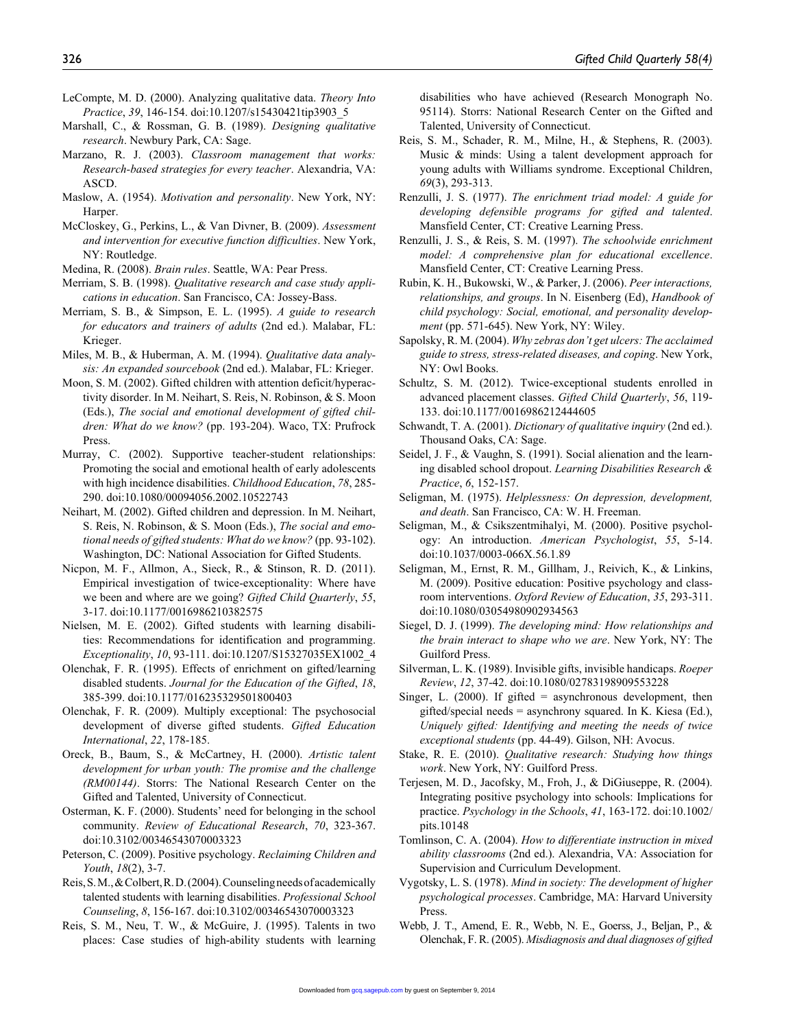LeCompte, M. D. (2000). Analyzing qualitative data. *Theory Into Practice*, *39*, 146-154. doi:10.1207/s15430421tip3903_5

Marshall, C., & Rossman, G. B. (1989). *Designing qualitative research*. Newbury Park, CA: Sage.

Marzano, R. J. (2003). *Classroom management that works: Research-based strategies for every teacher*. Alexandria, VA: ASCD.

Maslow, A. (1954). *Motivation and personality*. New York, NY: Harper.

McCloskey, G., Perkins, L., & Van Divner, B. (2009). *Assessment and intervention for executive function difficulties*. New York, NY: Routledge.

Medina, R. (2008). *Brain rules*. Seattle, WA: Pear Press.

Merriam, S. B. (1998). *Qualitative research and case study applications in education*. San Francisco, CA: Jossey-Bass.

Merriam, S. B., & Simpson, E. L. (1995). *A guide to research for educators and trainers of adults* (2nd ed.). Malabar, FL: Krieger.

Miles, M. B., & Huberman, A. M. (1994). *Qualitative data analysis: An expanded sourcebook* (2nd ed.). Malabar, FL: Krieger.

Moon, S. M. (2002). Gifted children with attention deficit/hyperactivity disorder. In M. Neihart, S. Reis, N. Robinson, & S. Moon (Eds.), *The social and emotional development of gifted children: What do we know?* (pp. 193-204). Waco, TX: Prufrock Press.

Murray, C. (2002). Supportive teacher-student relationships: Promoting the social and emotional health of early adolescents with high incidence disabilities. *Childhood Education*, *78*, 285-290. doi:10.1080/00094056.2002.10522743

Neihart, M. (2002). Gifted children and depression. In M. Neihart, S. Reis, N. Robinson, & S. Moon (Eds.), *The social and emotional needs of gifted students: What do we know?* (pp. 93-102). Washington, DC: National Association for Gifted Students.

Nicpon, M. F., Allmon, A., Sieck, R., & Stinson, R. D. (2011). Empirical investigation of twice-exceptionality: Where have we been and where are we going? *Gifted Child Quarterly*, *55*, 3-17. doi:10.1177/0016986210382575

Nielsen, M. E. (2002). Gifted students with learning disabilities: Recommendations for identification and programming. *Exceptionality*, *10*, 93-111. doi:10.1207/S15327035EX1002_4

Olenchak, F. R. (1995). Effects of enrichment on gifted/learning disabled students. *Journal for the Education of the Gifted*, *18*, 385-399. doi:10.1177/016235329501800403

Olenchak, F. R. (2009). Multiply exceptional: The psychosocial development of diverse gifted students. *Gifted Education International*, *22*, 178-185.

Oreck, B., Baum, S., & McCartney, H. (2000). *Artistic talent development for urban youth: The promise and the challenge (RM00144)*. Storrs: The National Research Center on the Gifted and Talented, University of Connecticut.

Osterman, K. F. (2000). Students' need for belonging in the school community. *Review of Educational Research*, *70*, 323-367. doi:10.3102/00346543070003323

Peterson, C. (2009). Positive psychology. *Reclaiming Children and Youth*, *18*(2), 3-7.

Reis, S. M., & Colbert, R. D. (2004). Counseling needs of academically talented students with learning disabilities. *Professional School Counseling*, *8*, 156-167. doi:10.3102/00346543070003323

Reis, S. M., Neu, T. W., & McGuire, J. (1995). Talents in two places: Case studies of high-ability students with learning disabilities who have achieved (Research Monograph No. 95114). Storrs: National Research Center on the Gifted and Talented, University of Connecticut.

Reis, S. M., Schader, R. M., Milne, H., & Stephens, R. (2003). Music & minds: Using a talent development approach for young adults with Williams syndrome. Exceptional Children, *69*(3), 293-313.

Renzulli, J. S. (1977). *The enrichment triad model: A guide for developing defensible programs for gifted and talented*. Mansfield Center, CT: Creative Learning Press.

Renzulli, J. S., & Reis, S. M. (1997). *The schoolwide enrichment model: A comprehensive plan for educational excellence*. Mansfield Center, CT: Creative Learning Press.

Rubin, K. H., Bukowski, W., & Parker, J. (2006). *Peer interactions, relationships, and groups*. In N. Eisenberg (Ed), *Handbook of child psychology: Social, emotional, and personality development* (pp. 571-645). New York, NY: Wiley.

Sapolsky, R. M. (2004). *Why zebras don't get ulcers: The acclaimed guide to stress, stress-related diseases, and coping*. New York, NY: Owl Books.

Schultz, S. M. (2012). Twice-exceptional students enrolled in advanced placement classes. *Gifted Child Quarterly*, *56*, 119-133. doi:10.1177/0016986212444605

Schwandt, T. A. (2001). *Dictionary of qualitative inquiry* (2nd ed.). Thousand Oaks, CA: Sage.

Seidel, J. F., & Vaughn, S. (1991). Social alienation and the learning disabled school dropout. *Learning Disabilities Research & Practice*, *6*, 152-157.

Seligman, M. (1975). *Helplessness: On depression, development, and death*. San Francisco, CA: W. H. Freeman.

Seligman, M., & Csikszentmihalyi, M. (2000). Positive psychology: An introduction. *American Psychologist*, *55*, 5-14. doi:10.1037/0003-066X.56.1.89

Seligman, M., Ernst, R. M., Gillham, J., Reivich, K., & Linkins, M. (2009). Positive education: Positive psychology and classroom interventions. *Oxford Review of Education*, *35*, 293-311. doi:10.1080/03054980902934563

Siegel, D. J. (1999). *The developing mind: How relationships and the brain interact to shape who we are*. New York, NY: The Guilford Press.

Silverman, L. K. (1989). Invisible gifts, invisible handicaps. *Roeper Review*, *12*, 37-42. doi:10.1080/02783198909553228

Singer, L. (2000). If gifted = asynchronous development, then gifted/special needs = asynchrony squared. In K. Kiesa (Ed.), *Uniquely gifted: Identifying and meeting the needs of twice exceptional students* (pp. 44-49). Gilson, NH: Avocus.

Stake, R. E. (2010). *Qualitative research: Studying how things work*. New York, NY: Guilford Press.

Terjesen, M. D., Jacofsky, M., Froh, J., & DiGiuseppe, R. (2004). Integrating positive psychology into schools: Implications for practice. *Psychology in the Schools*, *41*, 163-172. doi:10.1002/pits.10148

Tomlinson, C. A. (2004). *How to differentiate instruction in mixed ability classrooms* (2nd ed.). Alexandria, VA: Association for Supervision and Curriculum Development.

Vygotsky, L. S. (1978). *Mind in society: The development of higher psychological processes*. Cambridge, MA: Harvard University Press.

Webb, J. T., Amend, E. R., Webb, N. E., Goerss, J., Beljan, P., & Olenchak, F. R. (2005). *Misdiagnosis and dual diagnoses of gifted*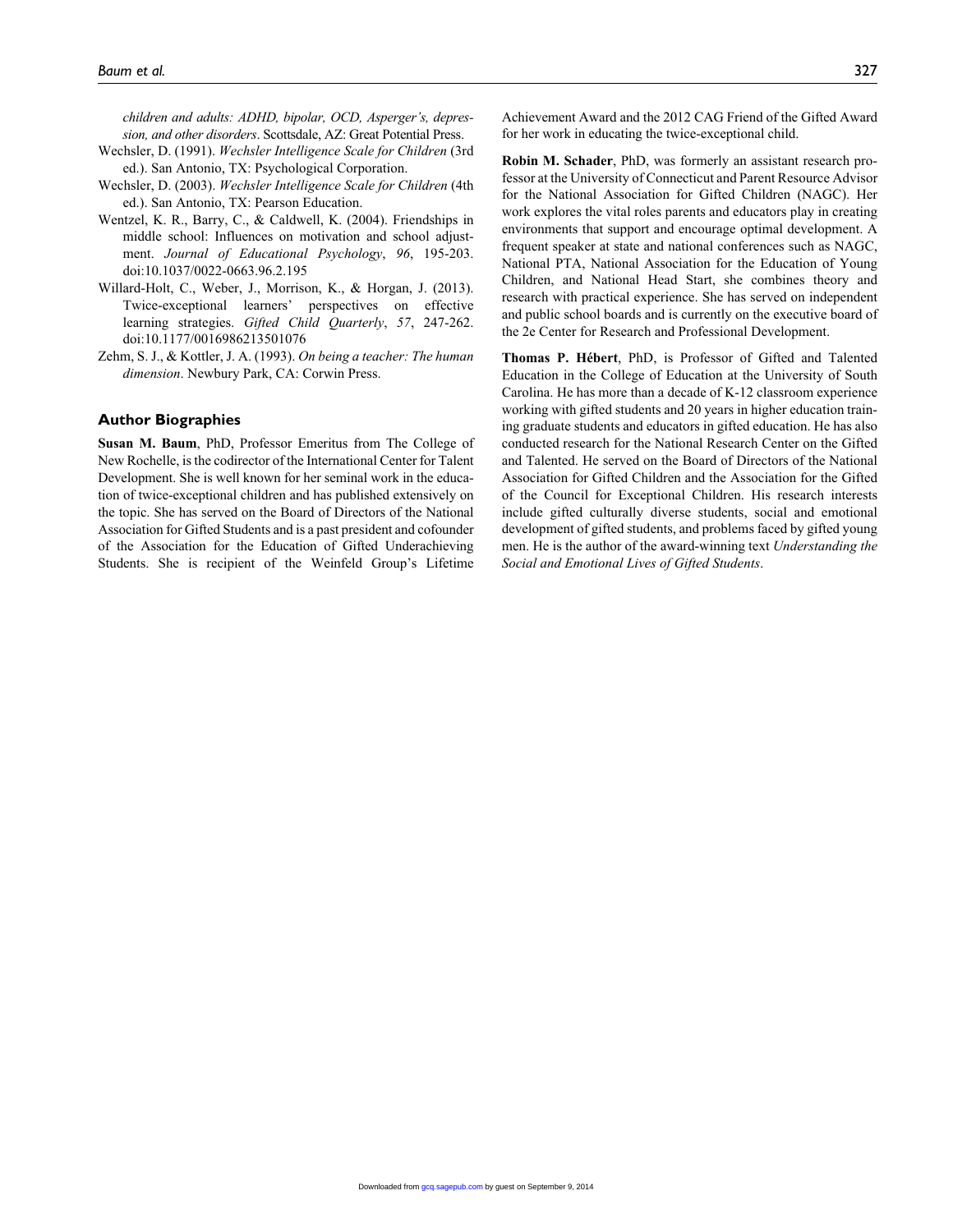*children and adults: ADHD, bipolar, OCD, Asperger's, depression, and other disorders*. Scottsdale, AZ: Great Potential Press.

Wechsler, D. (1991). *Wechsler Intelligence Scale for Children* (3rd ed.). San Antonio, TX: Psychological Corporation.

Wechsler, D. (2003). *Wechsler Intelligence Scale for Children* (4th ed.). San Antonio, TX: Pearson Education.

Wentzel, K. R., Barry, C., & Caldwell, K. (2004). Friendships in middle school: Influences on motivation and school adjustment. *Journal of Educational Psychology*, *96*, 195-203. doi:10.1037/0022-0663.96.2.195

Willard-Holt, C., Weber, J., Morrison, K., & Horgan, J. (2013). Twice-exceptional learners' perspectives on effective learning strategies. *Gifted Child Quarterly*, *57*, 247-262. doi:10.1177/0016986213501076

Zehm, S. J., & Kottler, J. A. (1993). *On being a teacher: The human dimension*. Newbury Park, CA: Corwin Press.

## Author Biographies

**Susan M. Baum**, PhD, Professor Emeritus from The College of New Rochelle, is the codirector of the International Center for Talent Development. She is well known for her seminal work in the education of twice-exceptional children and has published extensively on the topic. She has served on the Board of Directors of the National Association for Gifted Students and is a past president and cofounder of the Association for the Education of Gifted Underachieving Students. She is recipient of the Weinfeld Group's Lifetime Achievement Award and the 2012 CAG Friend of the Gifted Award for her work in educating the twice-exceptional child.

**Robin M. Schader**, PhD, was formerly an assistant research professor at the University of Connecticut and Parent Resource Advisor for the National Association for Gifted Children (NAGC). Her work explores the vital roles parents and educators play in creating environments that support and encourage optimal development. A frequent speaker at state and national conferences such as NAGC, National PTA, National Association for the Education of Young Children, and National Head Start, she combines theory and research with practical experience. She has served on independent and public school boards and is currently on the executive board of the 2e Center for Research and Professional Development.

**Thomas P. Hébert**, PhD, is Professor of Gifted and Talented Education in the College of Education at the University of South Carolina. He has more than a decade of K-12 classroom experience working with gifted students and 20 years in higher education training graduate students and educators in gifted education. He has also conducted research for the National Research Center on the Gifted and Talented. He served on the Board of Directors of the National Association for Gifted Children and the Association for the Gifted of the Council for Exceptional Children. His research interests include gifted culturally diverse students, social and emotional development of gifted students, and problems faced by gifted young men. He is the author of the award-winning text *Understanding the Social and Emotional Lives of Gifted Students*.